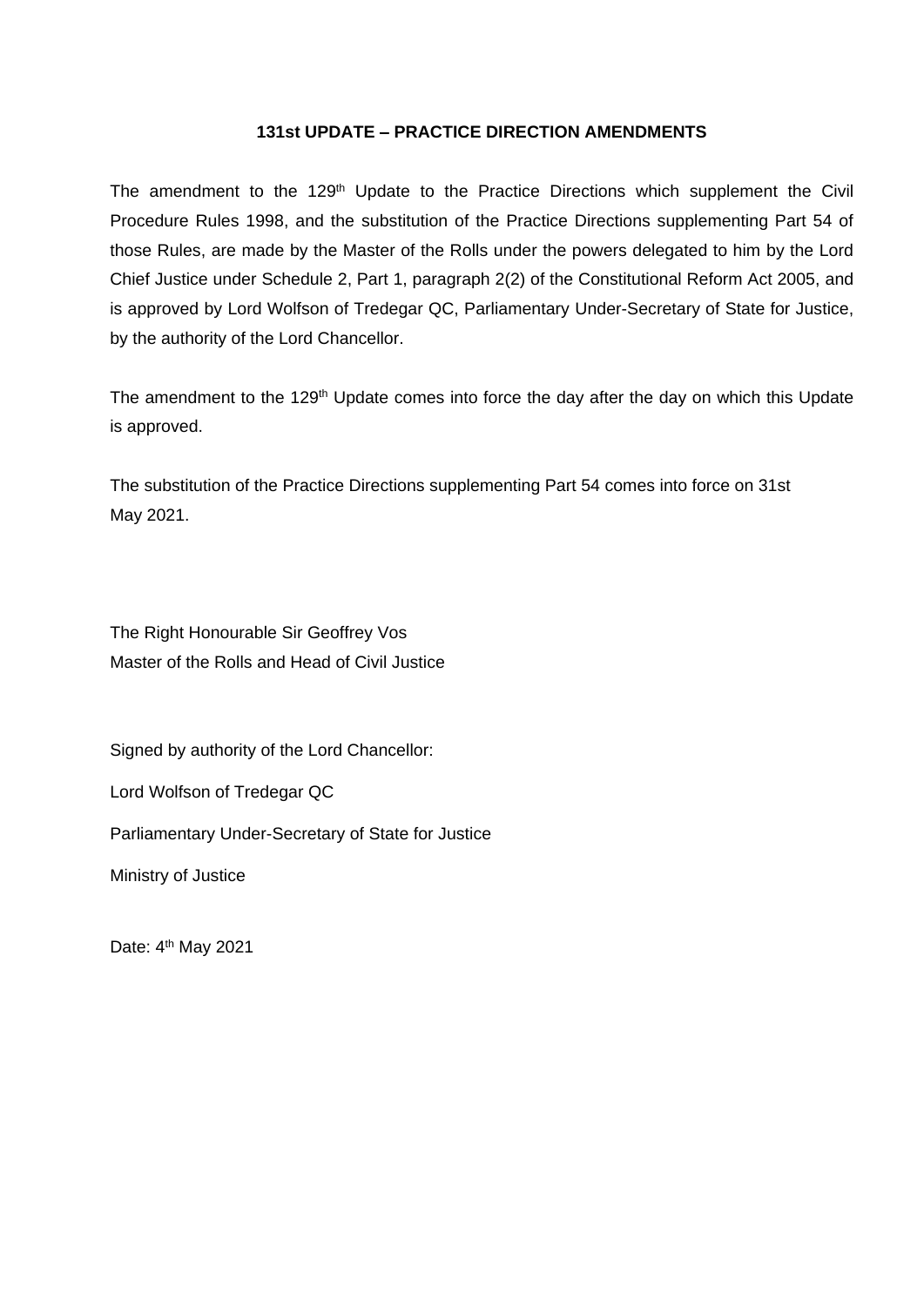# 131st UPDATE – PRACTICE DIRECTION AMENDMENTS

The amendment to the 129th Update to the Practice Directions which supplement the Civil Procedure Rules 1998, and the substitution of the Practice Directions supplementing Part 54 of those Rules, are made by the Master of the Rolls under the powers delegated to him by the Lord Chief Justice under Schedule 2, Part 1, paragraph 2(2) of the Constitutional Reform Act 2005, and is approved by Lord Wolfson of Tredegar QC, Parliamentary Under-Secretary of State for Justice, by the authority of the Lord Chancellor.

The amendment to the 129th Update comes into force the day after the day on which this Update is approved.

The substitution of the Practice Directions supplementing Part 54 comes into force on 31st May 2021.

The Right Honourable Sir Geoffrey Vos
Master of the Rolls and Head of Civil Justice

Signed by authority of the Lord Chancellor:

Lord Wolfson of Tredegar QC

Parliamentary Under-Secretary of State for Justice

Ministry of Justice

Date: 4th May 2021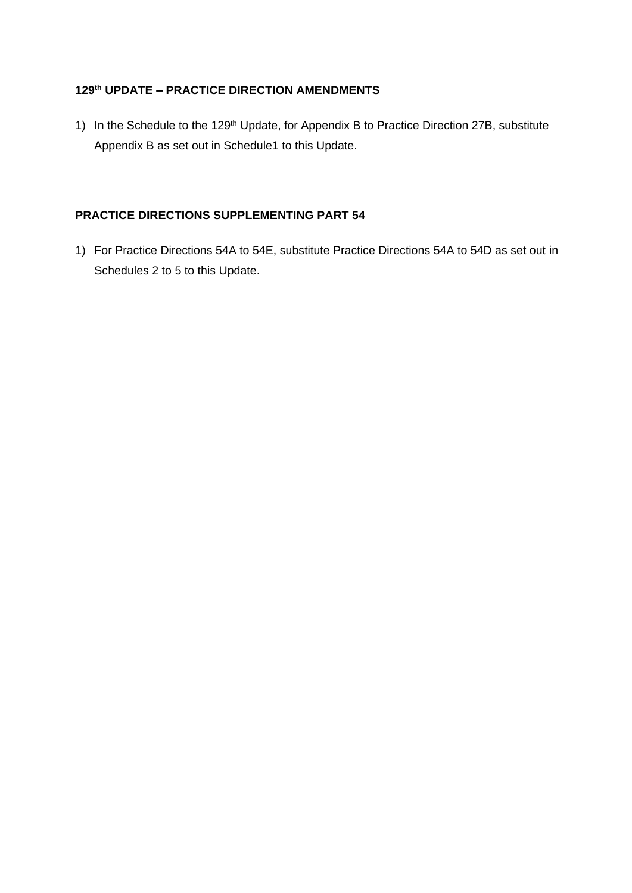**129th UPDATE – PRACTICE DIRECTION AMENDMENTS**

1) In the Schedule to the 129th Update, for Appendix B to Practice Direction 27B, substitute Appendix B as set out in Schedule1 to this Update.

**PRACTICE DIRECTIONS SUPPLEMENTING PART 54**

1) For Practice Directions 54A to 54E, substitute Practice Directions 54A to 54D as set out in Schedules 2 to 5 to this Update.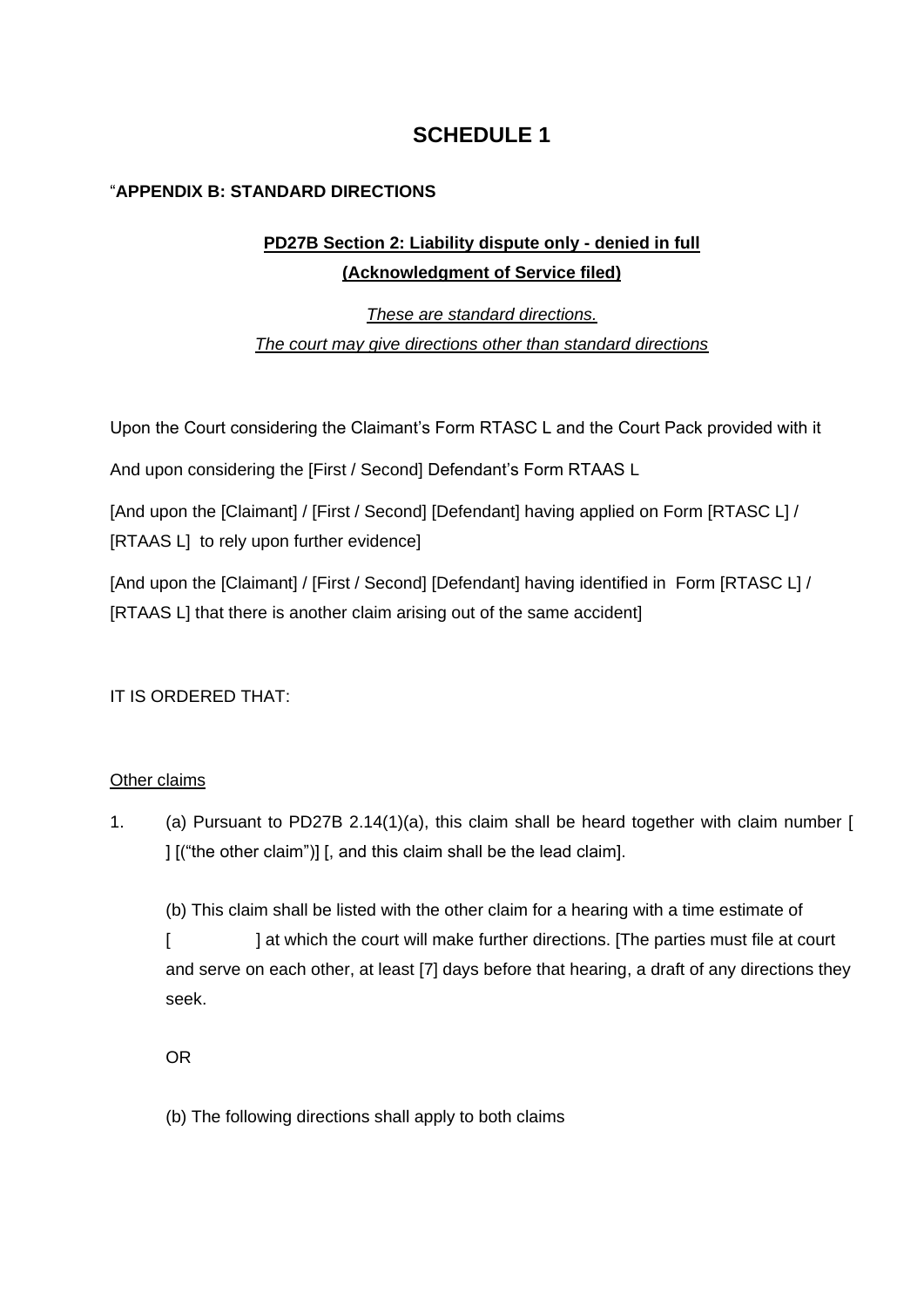# SCHEDULE 1

"**APPENDIX B: STANDARD DIRECTIONS**

**PD27B Section 2: Liability dispute only - denied in full**
**(Acknowledgment of Service filed)**

*These are standard directions.*
*The court may give directions other than standard directions*

Upon the Court considering the Claimant's Form RTASC L and the Court Pack provided with it

And upon considering the [First / Second] Defendant's Form RTAAS L

[And upon the [Claimant] / [First / Second] [Defendant] having applied on Form [RTASC L] / [RTAAS L] to rely upon further evidence]

[And upon the [Claimant] / [First / Second] [Defendant] having identified in Form [RTASC L] / [RTAAS L] that there is another claim arising out of the same accident]

IT IS ORDERED THAT:

Other claims

1. (a) Pursuant to PD27B 2.14(1)(a), this claim shall be heard together with claim number [ ] [("the other claim")] [, and this claim shall be the lead claim].

   (b) This claim shall be listed with the other claim for a hearing with a time estimate of [ ] at which the court will make further directions. [The parties must file at court and serve on each other, at least [7] days before that hearing, a draft of any directions they seek.

   OR

   (b) The following directions shall apply to both claims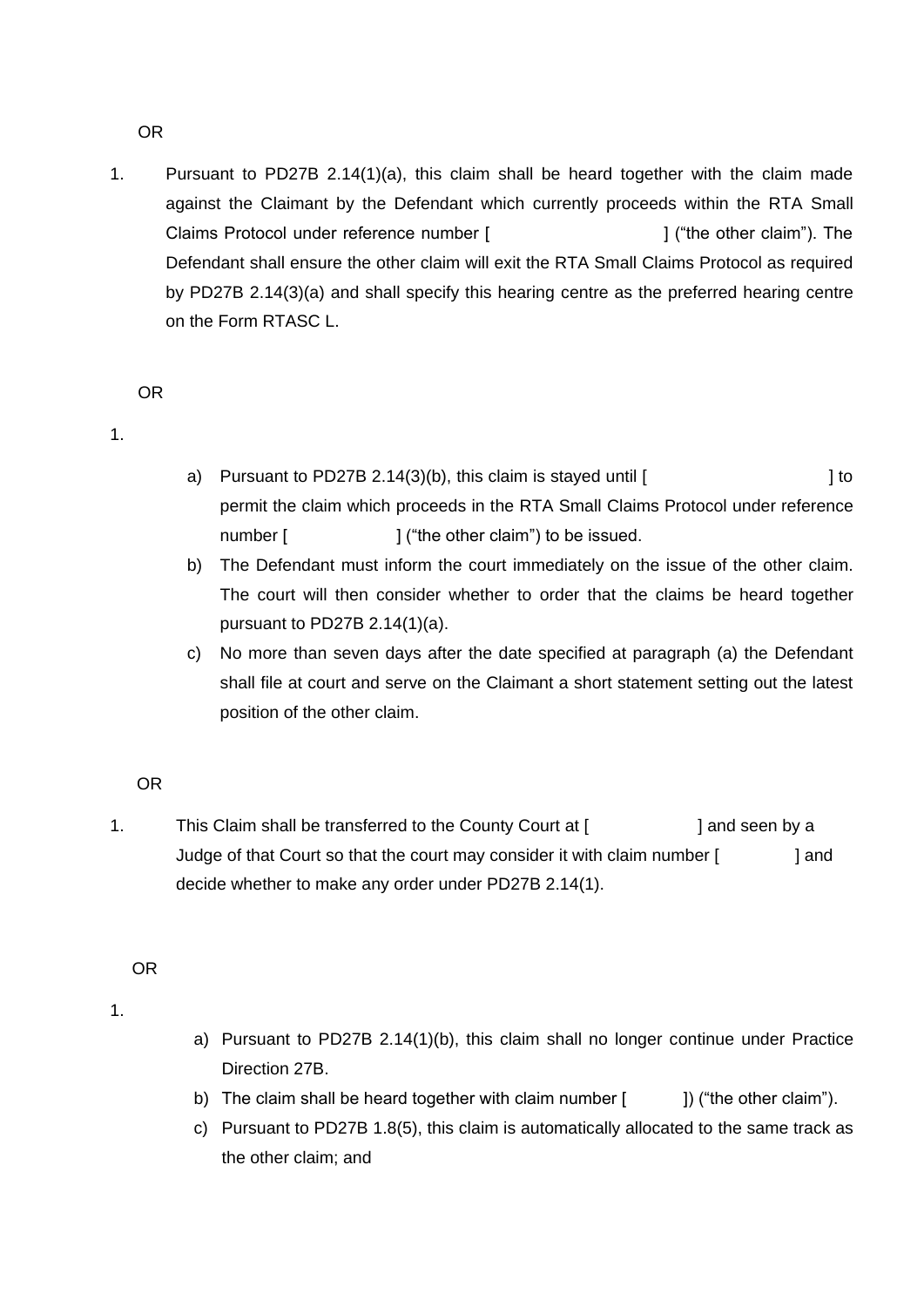OR

1. Pursuant to PD27B 2.14(1)(a), this claim shall be heard together with the claim made against the Claimant by the Defendant which currently proceeds within the RTA Small Claims Protocol under reference number [ ] ("the other claim"). The Defendant shall ensure the other claim will exit the RTA Small Claims Protocol as required by PD27B 2.14(3)(a) and shall specify this hearing centre as the preferred hearing centre on the Form RTASC L.

OR

1.
   a) Pursuant to PD27B 2.14(3)(b), this claim is stayed until [ ] to permit the claim which proceeds in the RTA Small Claims Protocol under reference number [ ] ("the other claim") to be issued.
   b) The Defendant must inform the court immediately on the issue of the other claim. The court will then consider whether to order that the claims be heard together pursuant to PD27B 2.14(1)(a).
   c) No more than seven days after the date specified at paragraph (a) the Defendant shall file at court and serve on the Claimant a short statement setting out the latest position of the other claim.

OR

1. This Claim shall be transferred to the County Court at [ ] and seen by a Judge of that Court so that the court may consider it with claim number [ ] and decide whether to make any order under PD27B 2.14(1).

OR

1.
   a) Pursuant to PD27B 2.14(1)(b), this claim shall no longer continue under Practice Direction 27B.
   b) The claim shall be heard together with claim number [ ]) ("the other claim").
   c) Pursuant to PD27B 1.8(5), this claim is automatically allocated to the same track as the other claim; and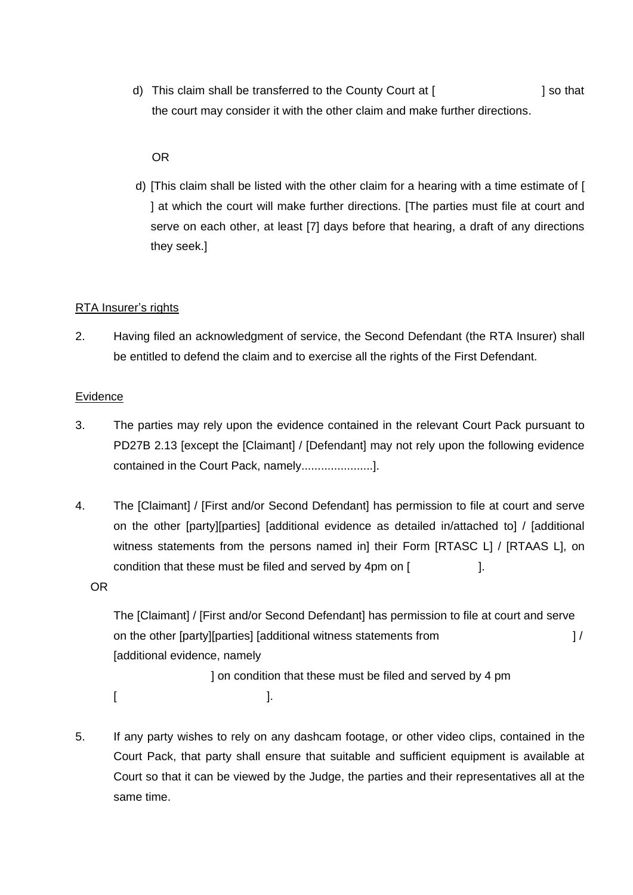d) This claim shall be transferred to the County Court at [                    ] so that the court may consider it with the other claim and make further directions.

OR

d) [This claim shall be listed with the other claim for a hearing with a time estimate of [ ] at which the court will make further directions. [The parties must file at court and serve on each other, at least [7] days before that hearing, a draft of any directions they seek.]

<u>RTA Insurer's rights</u>

2. Having filed an acknowledgment of service, the Second Defendant (the RTA Insurer) shall be entitled to defend the claim and to exercise all the rights of the First Defendant.

<u>Evidence</u>

3. The parties may rely upon the evidence contained in the relevant Court Pack pursuant to PD27B 2.13 [except the [Claimant] / [Defendant] may not rely upon the following evidence contained in the Court Pack, namely......................].

4. The [Claimant] / [First and/or Second Defendant] has permission to file at court and serve on the other [party][parties] [additional evidence as detailed in/attached to] / [additional witness statements from the persons named in] their Form [RTASC L] / [RTAAS L], on condition that these must be filed and served by 4pm on [                ].

   OR

   The [Claimant] / [First and/or Second Defendant] has permission to file at court and serve on the other [party][parties] [additional witness statements from                    ] / [additional evidence, namely
   
   ] on condition that these must be filed and served by 4 pm
   
   [                              ].

5. If any party wishes to rely on any dashcam footage, or other video clips, contained in the Court Pack, that party shall ensure that suitable and sufficient equipment is available at Court so that it can be viewed by the Judge, the parties and their representatives all at the same time.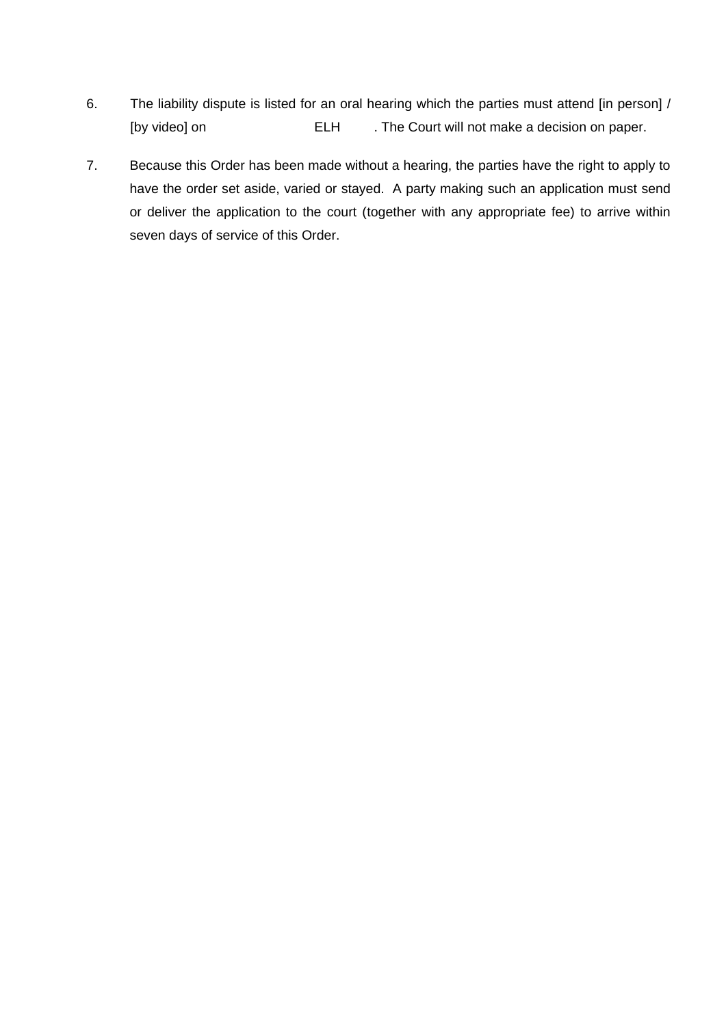6. The liability dispute is listed for an oral hearing which the parties must attend [in person] / [by video] on ELH . The Court will not make a decision on paper.

7. Because this Order has been made without a hearing, the parties have the right to apply to have the order set aside, varied or stayed. A party making such an application must send or deliver the application to the court (together with any appropriate fee) to arrive within seven days of service of this Order.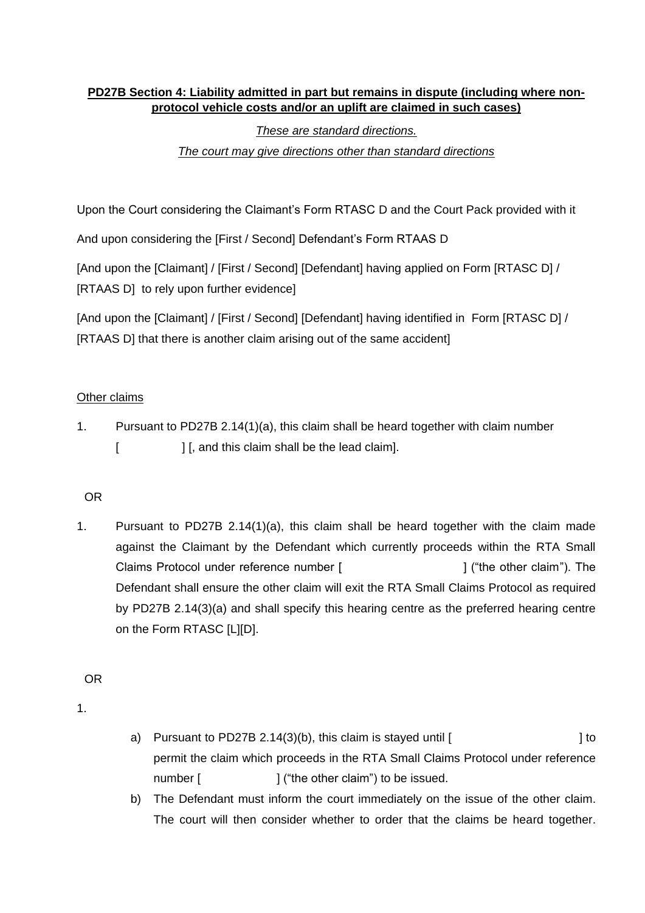**PD27B Section 4: Liability admitted in part but remains in dispute (including where non-protocol vehicle costs and/or an uplift are claimed in such cases)**

*These are standard directions.*

*The court may give directions other than standard directions*

Upon the Court considering the Claimant's Form RTASC D and the Court Pack provided with it

And upon considering the [First / Second] Defendant's Form RTAAS D

[And upon the [Claimant] / [First / Second] [Defendant] having applied on Form [RTASC D] / [RTAAS D] to rely upon further evidence]

[And upon the [Claimant] / [First / Second] [Defendant] having identified in Form [RTASC D] / [RTAAS D] that there is another claim arising out of the same accident]

Other claims

1. Pursuant to PD27B 2.14(1)(a), this claim shall be heard together with claim number [ ] [, and this claim shall be the lead claim].

OR

1. Pursuant to PD27B 2.14(1)(a), this claim shall be heard together with the claim made against the Claimant by the Defendant which currently proceeds within the RTA Small Claims Protocol under reference number [ ] ("the other claim"). The Defendant shall ensure the other claim will exit the RTA Small Claims Protocol as required by PD27B 2.14(3)(a) and shall specify this hearing centre as the preferred hearing centre on the Form RTASC [L][D].

OR

1.

   a) Pursuant to PD27B 2.14(3)(b), this claim is stayed until [ ] to permit the claim which proceeds in the RTA Small Claims Protocol under reference number [ ] ("the other claim") to be issued.

   b) The Defendant must inform the court immediately on the issue of the other claim. The court will then consider whether to order that the claims be heard together.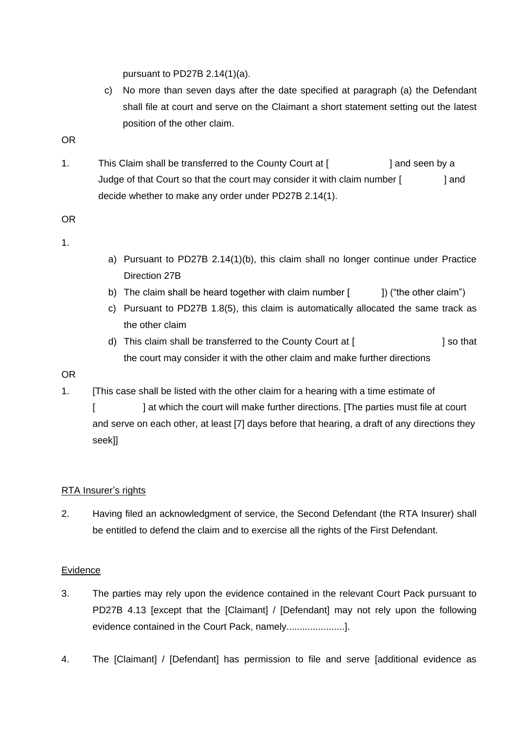pursuant to PD27B 2.14(1)(a).

c) No more than seven days after the date specified at paragraph (a) the Defendant shall file at court and serve on the Claimant a short statement setting out the latest position of the other claim.

OR

1. This Claim shall be transferred to the County Court at [                    ] and seen by a Judge of that Court so that the court may consider it with claim number [              ] and decide whether to make any order under PD27B 2.14(1).

OR

1.

a) Pursuant to PD27B 2.14(1)(b), this claim shall no longer continue under Practice Direction 27B

b) The claim shall be heard together with claim number [          ]) ("the other claim")

c) Pursuant to PD27B 1.8(5), this claim is automatically allocated the same track as the other claim

d) This claim shall be transferred to the County Court at [                              ] so that the court may consider it with the other claim and make further directions

OR

1. [This case shall be listed with the other claim for a hearing with a time estimate of [               ] at which the court will make further directions. [The parties must file at court and serve on each other, at least [7] days before that hearing, a draft of any directions they seek]]

RTA Insurer's rights

2. Having filed an acknowledgment of service, the Second Defendant (the RTA Insurer) shall be entitled to defend the claim and to exercise all the rights of the First Defendant.

Evidence

3. The parties may rely upon the evidence contained in the relevant Court Pack pursuant to PD27B 4.13 [except that the [Claimant] / [Defendant] may not rely upon the following evidence contained in the Court Pack, namely......................].

4. The [Claimant] / [Defendant] has permission to file and serve [additional evidence as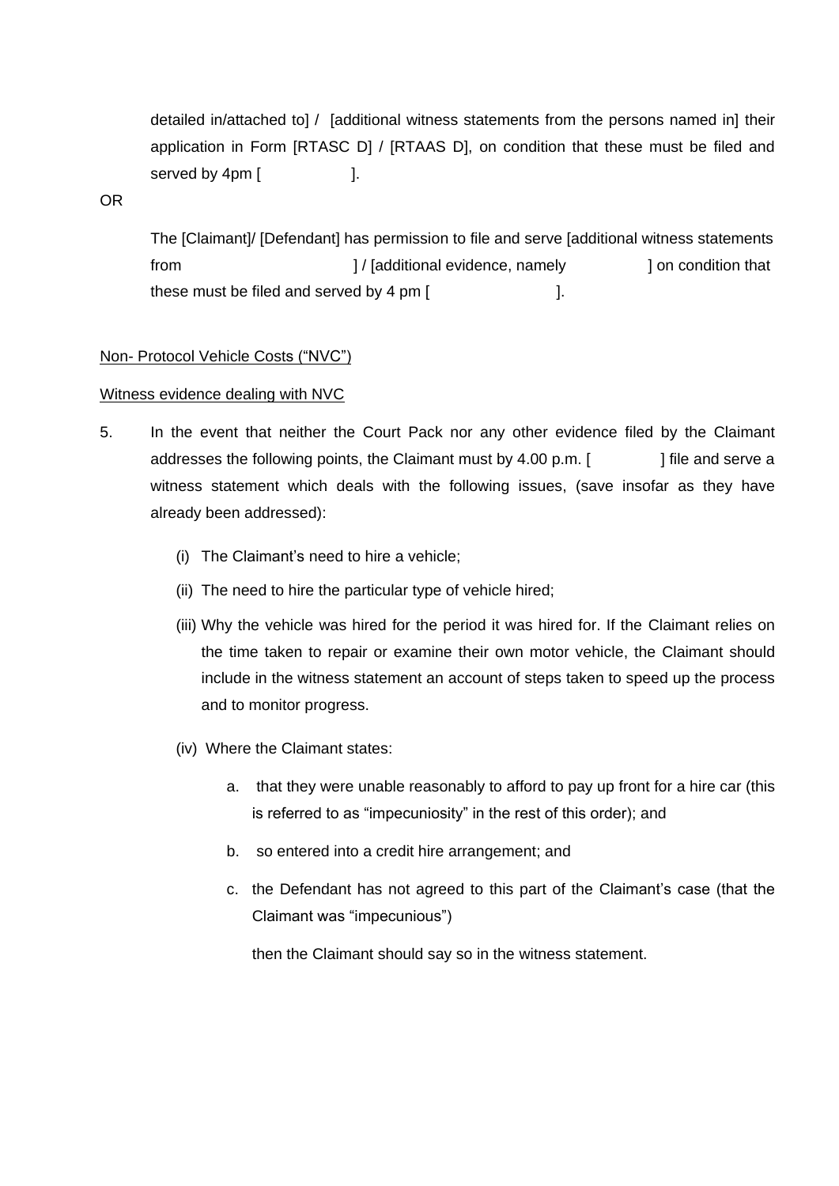detailed in/attached to] / [additional witness statements from the persons named in] their application in Form [RTASC D] / [RTAAS D], on condition that these must be filed and served by 4pm [ ].

OR

The [Claimant]/ [Defendant] has permission to file and serve [additional witness statements from ] / [additional evidence, namely ] on condition that these must be filed and served by 4 pm [ ].

Non- Protocol Vehicle Costs ("NVC")

Witness evidence dealing with NVC

5. In the event that neither the Court Pack nor any other evidence filed by the Claimant addresses the following points, the Claimant must by 4.00 p.m. [ ] file and serve a witness statement which deals with the following issues, (save insofar as they have already been addressed):

   (i) The Claimant's need to hire a vehicle;

   (ii) The need to hire the particular type of vehicle hired;

   (iii) Why the vehicle was hired for the period it was hired for. If the Claimant relies on the time taken to repair or examine their own motor vehicle, the Claimant should include in the witness statement an account of steps taken to speed up the process and to monitor progress.

   (iv) Where the Claimant states:

      a. that they were unable reasonably to afford to pay up front for a hire car (this is referred to as "impecuniosity" in the rest of this order); and

      b. so entered into a credit hire arrangement; and

      c. the Defendant has not agreed to this part of the Claimant's case (that the Claimant was "impecunious")

      then the Claimant should say so in the witness statement.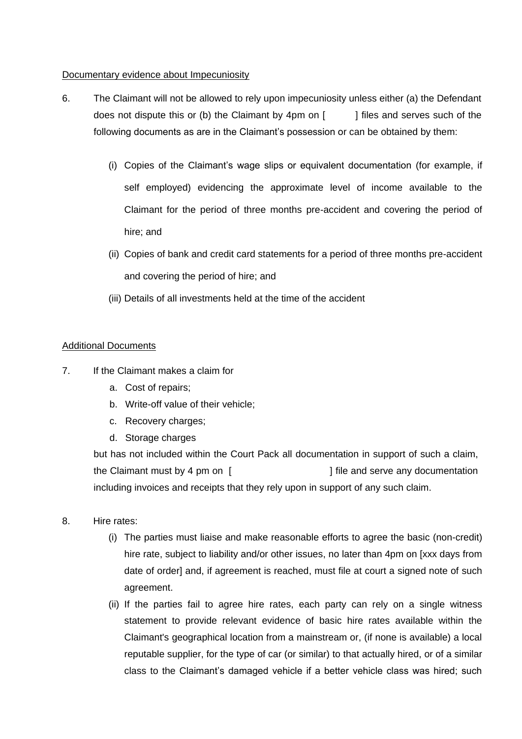Documentary evidence about Impecuniosity

6. The Claimant will not be allowed to rely upon impecuniosity unless either (a) the Defendant does not dispute this or (b) the Claimant by 4pm on [ ] files and serves such of the following documents as are in the Claimant's possession or can be obtained by them:

   (i) Copies of the Claimant's wage slips or equivalent documentation (for example, if self employed) evidencing the approximate level of income available to the Claimant for the period of three months pre-accident and covering the period of hire; and

   (ii) Copies of bank and credit card statements for a period of three months pre-accident and covering the period of hire; and

   (iii) Details of all investments held at the time of the accident

Additional Documents

7. If the Claimant makes a claim for

   a. Cost of repairs;
   b. Write-off value of their vehicle;
   c. Recovery charges;
   d. Storage charges

   but has not included within the Court Pack all documentation in support of such a claim, the Claimant must by 4 pm on [ ] file and serve any documentation including invoices and receipts that they rely upon in support of any such claim.

8. Hire rates:

   (i) The parties must liaise and make reasonable efforts to agree the basic (non-credit) hire rate, subject to liability and/or other issues, no later than 4pm on [xxx days from date of order] and, if agreement is reached, must file at court a signed note of such agreement.

   (ii) If the parties fail to agree hire rates, each party can rely on a single witness statement to provide relevant evidence of basic hire rates available within the Claimant's geographical location from a mainstream or, (if none is available) a local reputable supplier, for the type of car (or similar) to that actually hired, or of a similar class to the Claimant's damaged vehicle if a better vehicle class was hired; such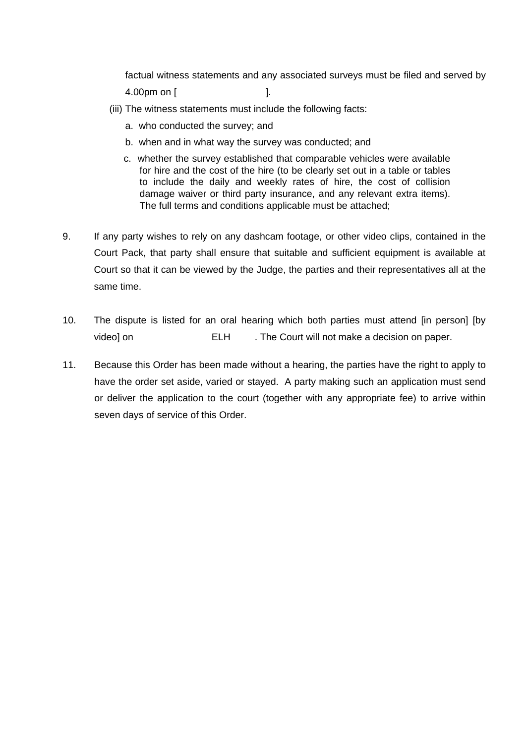factual witness statements and any associated surveys must be filed and served by 4.00pm on [                    ].

(iii) The witness statements must include the following facts:

a. who conducted the survey; and

b. when and in what way the survey was conducted; and

c. whether the survey established that comparable vehicles were available for hire and the cost of the hire (to be clearly set out in a table or tables to include the daily and weekly rates of hire, the cost of collision damage waiver or third party insurance, and any relevant extra items). The full terms and conditions applicable must be attached;

9. If any party wishes to rely on any dashcam footage, or other video clips, contained in the Court Pack, that party shall ensure that suitable and sufficient equipment is available at Court so that it can be viewed by the Judge, the parties and their representatives all at the same time.

10. The dispute is listed for an oral hearing which both parties must attend [in person] [by video] on                    ELH         . The Court will not make a decision on paper.

11. Because this Order has been made without a hearing, the parties have the right to apply to have the order set aside, varied or stayed. A party making such an application must send or deliver the application to the court (together with any appropriate fee) to arrive within seven days of service of this Order.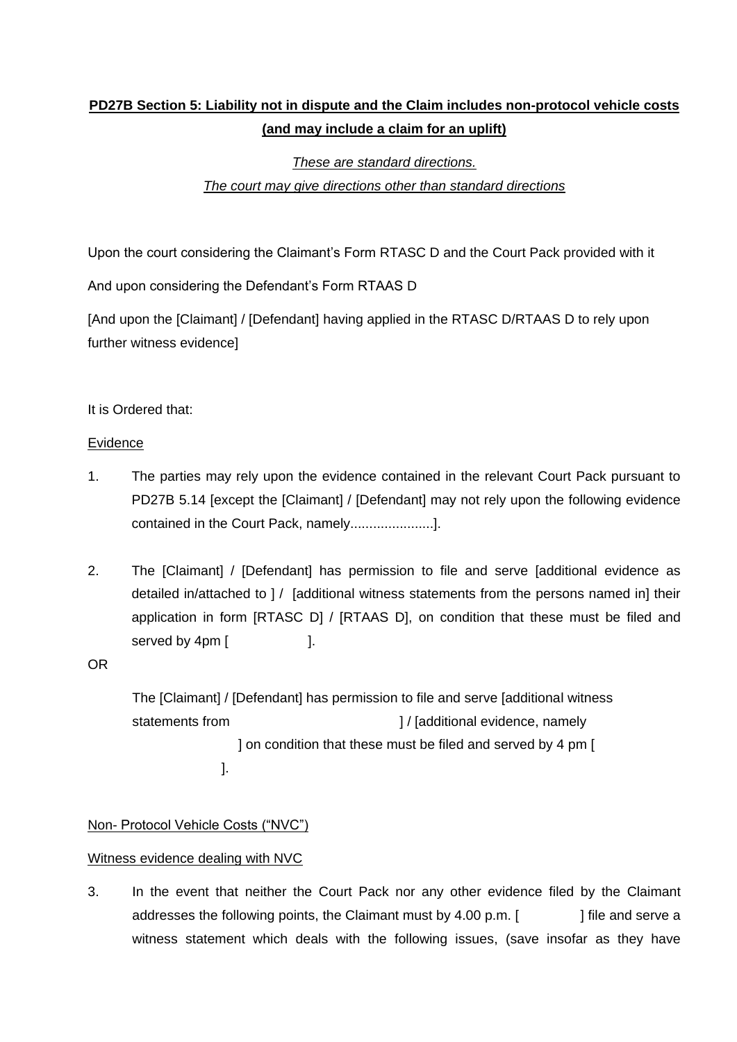**<u>PD27B Section 5: Liability not in dispute and the Claim includes non-protocol vehicle costs (and may include a claim for an uplift)</u>**

*<u>These are standard directions.</u>*

*<u>The court may give directions other than standard directions</u>*

Upon the court considering the Claimant's Form RTASC D and the Court Pack provided with it

And upon considering the Defendant's Form RTAAS D

[And upon the [Claimant] / [Defendant] having applied in the RTASC D/RTAAS D to rely upon further witness evidence]

It is Ordered that:

<u>Evidence</u>

1. The parties may rely upon the evidence contained in the relevant Court Pack pursuant to PD27B 5.14 [except the [Claimant] / [Defendant] may not rely upon the following evidence contained in the Court Pack, namely......................].

2. The [Claimant] / [Defendant] has permission to file and serve [additional evidence as detailed in/attached to ] / [additional witness statements from the persons named in] their application in form [RTASC D] / [RTAAS D], on condition that these must be filed and served by 4pm [ ].

OR

The [Claimant] / [Defendant] has permission to file and serve [additional witness statements from ] / [additional evidence, namely ] on condition that these must be filed and served by 4 pm [ ].

<u>Non- Protocol Vehicle Costs ("NVC")</u>

<u>Witness evidence dealing with NVC</u>

3. In the event that neither the Court Pack nor any other evidence filed by the Claimant addresses the following points, the Claimant must by 4.00 p.m. [ ] file and serve a witness statement which deals with the following issues, (save insofar as they have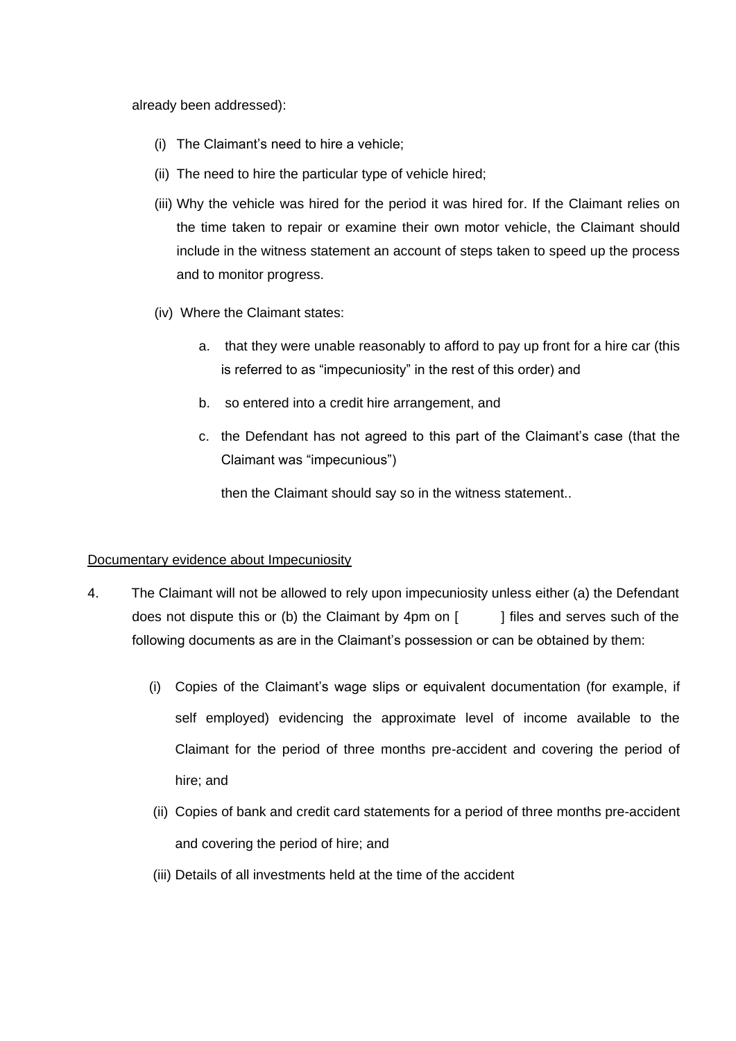already been addressed):

(i) The Claimant's need to hire a vehicle;

(ii) The need to hire the particular type of vehicle hired;

(iii) Why the vehicle was hired for the period it was hired for. If the Claimant relies on the time taken to repair or examine their own motor vehicle, the Claimant should include in the witness statement an account of steps taken to speed up the process and to monitor progress.

(iv) Where the Claimant states:

a. that they were unable reasonably to afford to pay up front for a hire car (this is referred to as "impecuniosity" in the rest of this order) and

b. so entered into a credit hire arrangement, and

c. the Defendant has not agreed to this part of the Claimant's case (that the Claimant was "impecunious")

then the Claimant should say so in the witness statement..

<u>Documentary evidence about Impecuniosity</u>

4. The Claimant will not be allowed to rely upon impecuniosity unless either (a) the Defendant does not dispute this or (b) the Claimant by 4pm on [ ] files and serves such of the following documents as are in the Claimant's possession or can be obtained by them:

(i) Copies of the Claimant's wage slips or equivalent documentation (for example, if self employed) evidencing the approximate level of income available to the Claimant for the period of three months pre-accident and covering the period of hire; and

(ii) Copies of bank and credit card statements for a period of three months pre-accident and covering the period of hire; and

(iii) Details of all investments held at the time of the accident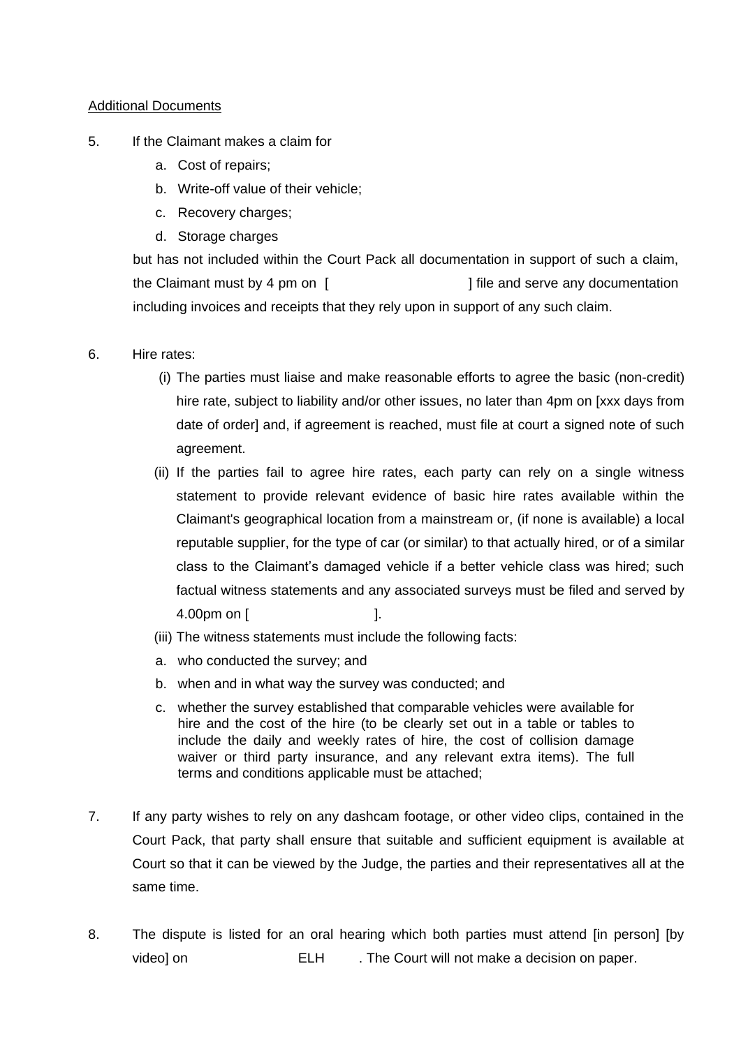Additional Documents

5. If the Claimant makes a claim for

   a. Cost of repairs;
   b. Write-off value of their vehicle;
   c. Recovery charges;
   d. Storage charges

   but has not included within the Court Pack all documentation in support of such a claim, the Claimant must by 4 pm on [ ] file and serve any documentation including invoices and receipts that they rely upon in support of any such claim.

6. Hire rates:

   (i) The parties must liaise and make reasonable efforts to agree the basic (non-credit) hire rate, subject to liability and/or other issues, no later than 4pm on [xxx days from date of order] and, if agreement is reached, must file at court a signed note of such agreement.

   (ii) If the parties fail to agree hire rates, each party can rely on a single witness statement to provide relevant evidence of basic hire rates available within the Claimant's geographical location from a mainstream or, (if none is available) a local reputable supplier, for the type of car (or similar) to that actually hired, or of a similar class to the Claimant's damaged vehicle if a better vehicle class was hired; such factual witness statements and any associated surveys must be filed and served by 4.00pm on [ ].

   (iii) The witness statements must include the following facts:

   a. who conducted the survey; and
   b. when and in what way the survey was conducted; and
   c. whether the survey established that comparable vehicles were available for hire and the cost of the hire (to be clearly set out in a table or tables to include the daily and weekly rates of hire, the cost of collision damage waiver or third party insurance, and any relevant extra items). The full terms and conditions applicable must be attached;

7. If any party wishes to rely on any dashcam footage, or other video clips, contained in the Court Pack, that party shall ensure that suitable and sufficient equipment is available at Court so that it can be viewed by the Judge, the parties and their representatives all at the same time.

8. The dispute is listed for an oral hearing which both parties must attend [in person] [by video] on ELH . The Court will not make a decision on paper.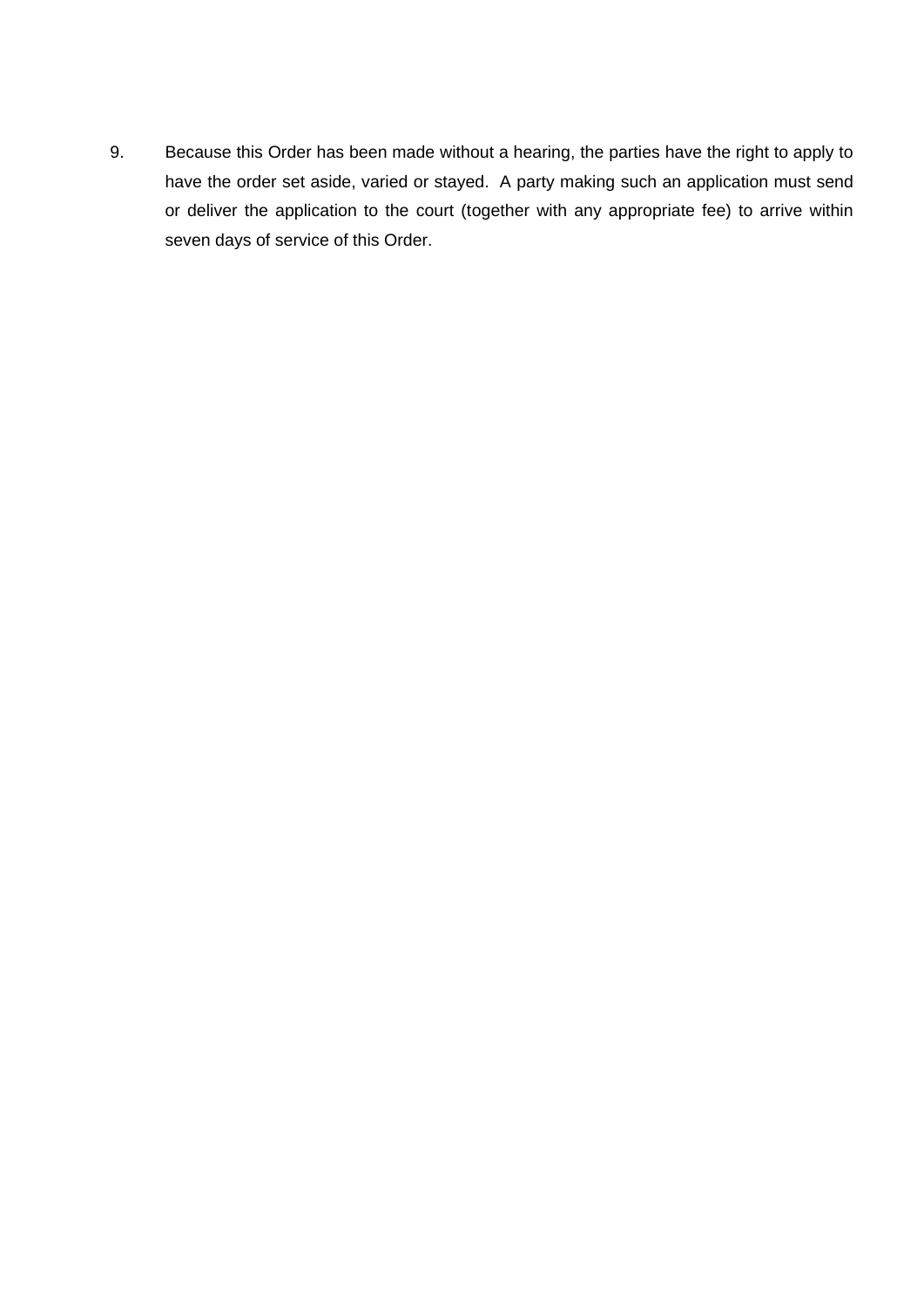9. Because this Order has been made without a hearing, the parties have the right to apply to have the order set aside, varied or stayed. A party making such an application must send or deliver the application to the court (together with any appropriate fee) to arrive within seven days of service of this Order.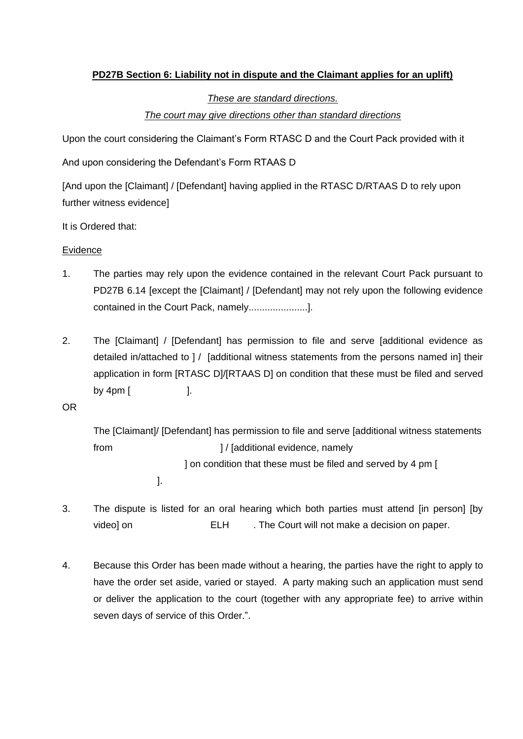**PD27B Section 6: Liability not in dispute and the Claimant applies for an uplift)**

*These are standard directions.*

*The court may give directions other than standard directions*

Upon the court considering the Claimant's Form RTASC D and the Court Pack provided with it

And upon considering the Defendant's Form RTAAS D

[And upon the [Claimant] / [Defendant] having applied in the RTASC D/RTAAS D to rely upon further witness evidence]

It is Ordered that:

Evidence

1. The parties may rely upon the evidence contained in the relevant Court Pack pursuant to PD27B 6.14 [except the [Claimant] / [Defendant] may not rely upon the following evidence contained in the Court Pack, namely......................].

2. The [Claimant] / [Defendant] has permission to file and serve [additional evidence as detailed in/attached to ] / [additional witness statements from the persons named in] their application in form [RTASC D]/[RTAAS D] on condition that these must be filed and served by 4pm [ ].

OR

The [Claimant]/ [Defendant] has permission to file and serve [additional witness statements from ] / [additional evidence, namely ] on condition that these must be filed and served by 4 pm [ ].

3. The dispute is listed for an oral hearing which both parties must attend [in person] [by video] on ELH . The Court will not make a decision on paper.

4. Because this Order has been made without a hearing, the parties have the right to apply to have the order set aside, varied or stayed. A party making such an application must send or deliver the application to the court (together with any appropriate fee) to arrive within seven days of service of this Order.".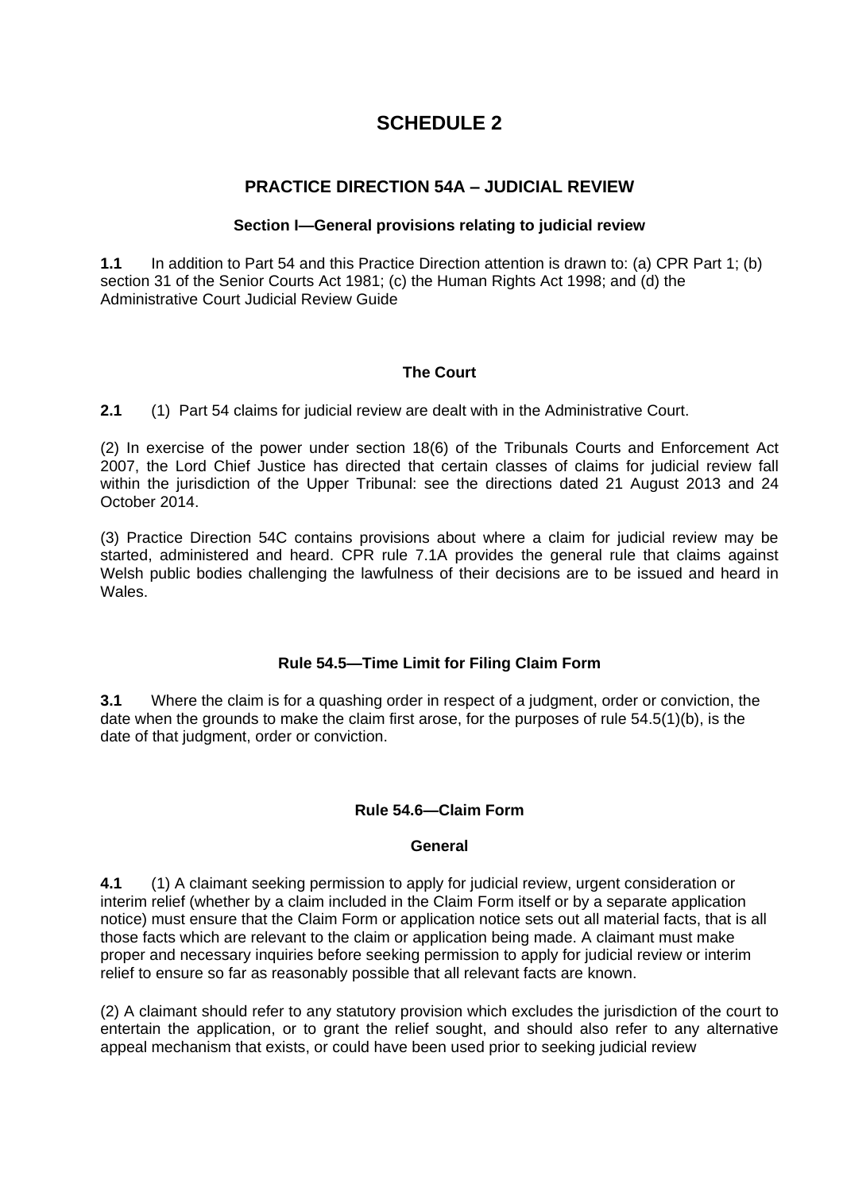# SCHEDULE 2

## PRACTICE DIRECTION 54A – JUDICIAL REVIEW

### Section I—General provisions relating to judicial review

**1.1** In addition to Part 54 and this Practice Direction attention is drawn to: (a) CPR Part 1; (b) section 31 of the Senior Courts Act 1981; (c) the Human Rights Act 1998; and (d) the Administrative Court Judicial Review Guide

### The Court

**2.1** (1) Part 54 claims for judicial review are dealt with in the Administrative Court.

(2) In exercise of the power under section 18(6) of the Tribunals Courts and Enforcement Act 2007, the Lord Chief Justice has directed that certain classes of claims for judicial review fall within the jurisdiction of the Upper Tribunal: see the directions dated 21 August 2013 and 24 October 2014.

(3) Practice Direction 54C contains provisions about where a claim for judicial review may be started, administered and heard. CPR rule 7.1A provides the general rule that claims against Welsh public bodies challenging the lawfulness of their decisions are to be issued and heard in Wales.

### Rule 54.5—Time Limit for Filing Claim Form

**3.1** Where the claim is for a quashing order in respect of a judgment, order or conviction, the date when the grounds to make the claim first arose, for the purposes of rule 54.5(1)(b), is the date of that judgment, order or conviction.

### Rule 54.6—Claim Form

#### General

**4.1** (1) A claimant seeking permission to apply for judicial review, urgent consideration or interim relief (whether by a claim included in the Claim Form itself or by a separate application notice) must ensure that the Claim Form or application notice sets out all material facts, that is all those facts which are relevant to the claim or application being made. A claimant must make proper and necessary inquiries before seeking permission to apply for judicial review or interim relief to ensure so far as reasonably possible that all relevant facts are known.

(2) A claimant should refer to any statutory provision which excludes the jurisdiction of the court to entertain the application, or to grant the relief sought, and should also refer to any alternative appeal mechanism that exists, or could have been used prior to seeking judicial review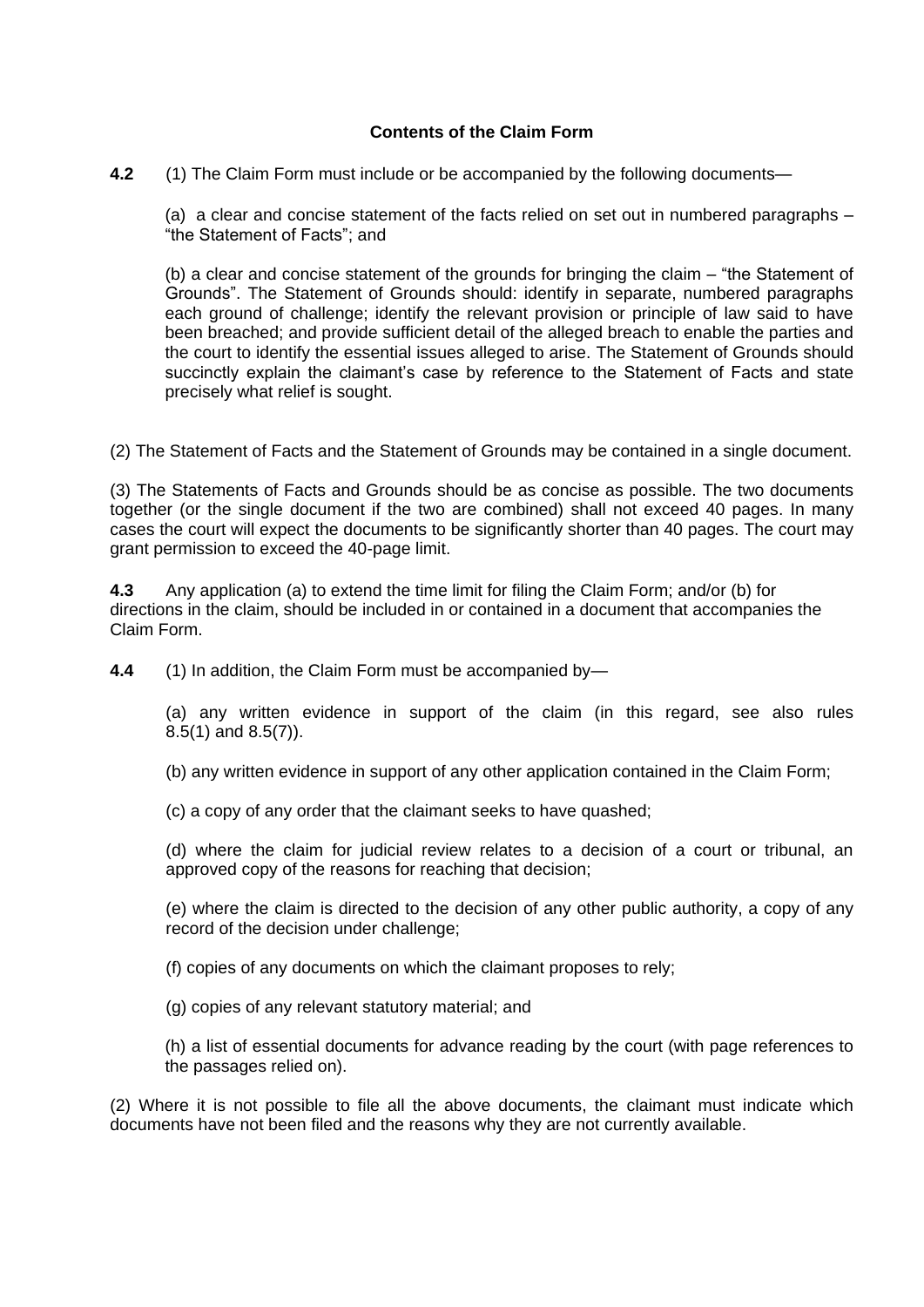### Contents of the Claim Form

**4.2** (1) The Claim Form must include or be accompanied by the following documents—

(a) a clear and concise statement of the facts relied on set out in numbered paragraphs – "the Statement of Facts"; and

(b) a clear and concise statement of the grounds for bringing the claim – "the Statement of Grounds". The Statement of Grounds should: identify in separate, numbered paragraphs each ground of challenge; identify the relevant provision or principle of law said to have been breached; and provide sufficient detail of the alleged breach to enable the parties and the court to identify the essential issues alleged to arise. The Statement of Grounds should succinctly explain the claimant's case by reference to the Statement of Facts and state precisely what relief is sought.

(2) The Statement of Facts and the Statement of Grounds may be contained in a single document.

(3) The Statements of Facts and Grounds should be as concise as possible. The two documents together (or the single document if the two are combined) shall not exceed 40 pages. In many cases the court will expect the documents to be significantly shorter than 40 pages. The court may grant permission to exceed the 40-page limit.

**4.3** Any application (a) to extend the time limit for filing the Claim Form; and/or (b) for directions in the claim, should be included in or contained in a document that accompanies the Claim Form.

**4.4** (1) In addition, the Claim Form must be accompanied by—

(a) any written evidence in support of the claim (in this regard, see also rules 8.5(1) and 8.5(7)).

(b) any written evidence in support of any other application contained in the Claim Form;

(c) a copy of any order that the claimant seeks to have quashed;

(d) where the claim for judicial review relates to a decision of a court or tribunal, an approved copy of the reasons for reaching that decision;

(e) where the claim is directed to the decision of any other public authority, a copy of any record of the decision under challenge;

(f) copies of any documents on which the claimant proposes to rely;

(g) copies of any relevant statutory material; and

(h) a list of essential documents for advance reading by the court (with page references to the passages relied on).

(2) Where it is not possible to file all the above documents, the claimant must indicate which documents have not been filed and the reasons why they are not currently available.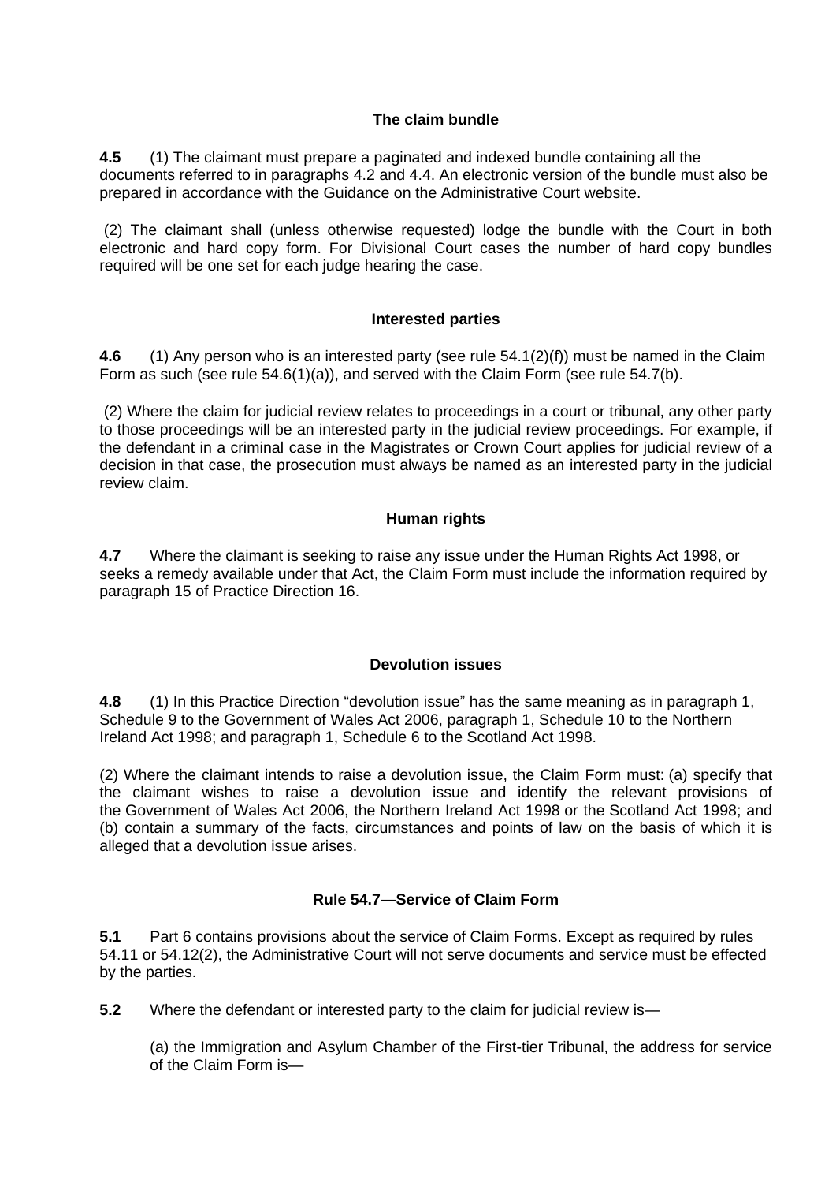### The claim bundle

**4.5** (1) The claimant must prepare a paginated and indexed bundle containing all the documents referred to in paragraphs 4.2 and 4.4. An electronic version of the bundle must also be prepared in accordance with the Guidance on the Administrative Court website.

(2) The claimant shall (unless otherwise requested) lodge the bundle with the Court in both electronic and hard copy form. For Divisional Court cases the number of hard copy bundles required will be one set for each judge hearing the case.

### Interested parties

**4.6** (1) Any person who is an interested party (see rule 54.1(2)(f)) must be named in the Claim Form as such (see rule 54.6(1)(a)), and served with the Claim Form (see rule 54.7(b).

(2) Where the claim for judicial review relates to proceedings in a court or tribunal, any other party to those proceedings will be an interested party in the judicial review proceedings. For example, if the defendant in a criminal case in the Magistrates or Crown Court applies for judicial review of a decision in that case, the prosecution must always be named as an interested party in the judicial review claim.

### Human rights

**4.7** Where the claimant is seeking to raise any issue under the Human Rights Act 1998, or seeks a remedy available under that Act, the Claim Form must include the information required by paragraph 15 of Practice Direction 16.

### Devolution issues

**4.8** (1) In this Practice Direction "devolution issue" has the same meaning as in paragraph 1, Schedule 9 to the Government of Wales Act 2006, paragraph 1, Schedule 10 to the Northern Ireland Act 1998; and paragraph 1, Schedule 6 to the Scotland Act 1998.

(2) Where the claimant intends to raise a devolution issue, the Claim Form must: (a) specify that the claimant wishes to raise a devolution issue and identify the relevant provisions of the Government of Wales Act 2006, the Northern Ireland Act 1998 or the Scotland Act 1998; and (b) contain a summary of the facts, circumstances and points of law on the basis of which it is alleged that a devolution issue arises.

### Rule 54.7—Service of Claim Form

**5.1** Part 6 contains provisions about the service of Claim Forms. Except as required by rules 54.11 or 54.12(2), the Administrative Court will not serve documents and service must be effected by the parties.

**5.2** Where the defendant or interested party to the claim for judicial review is—

(a) the Immigration and Asylum Chamber of the First-tier Tribunal, the address for service of the Claim Form is—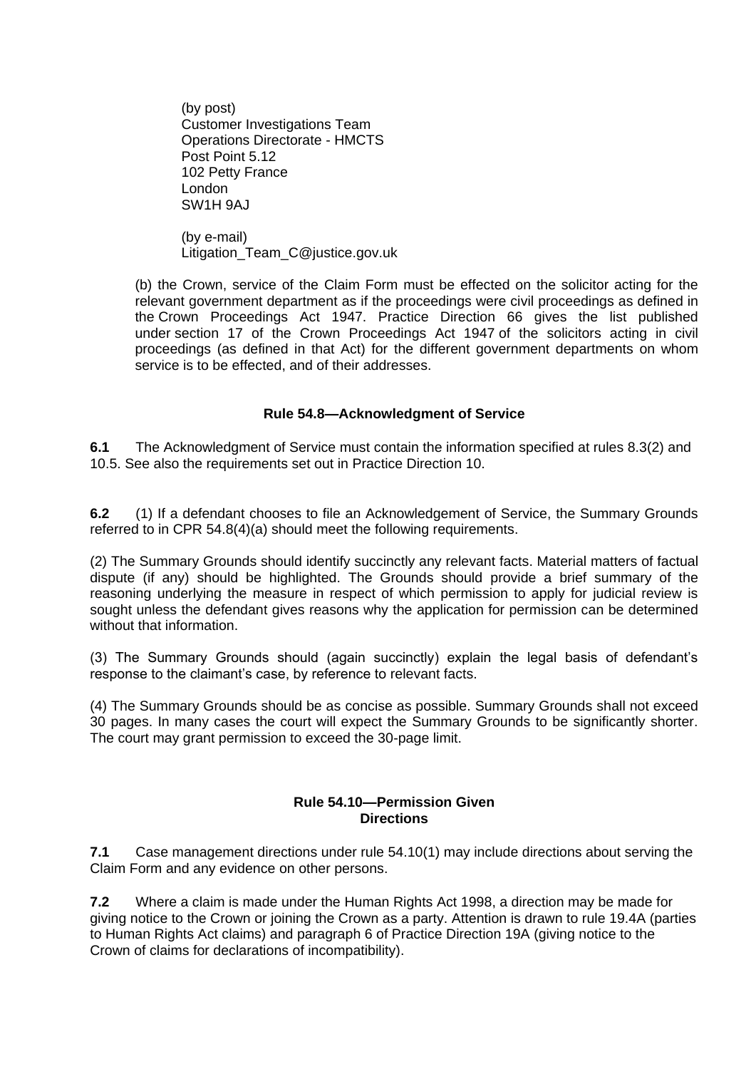(by post)
Customer Investigations Team
Operations Directorate - HMCTS
Post Point 5.12
102 Petty France
London
SW1H 9AJ

(by e-mail)
Litigation_Team_C@justice.gov.uk

(b) the Crown, service of the Claim Form must be effected on the solicitor acting for the relevant government department as if the proceedings were civil proceedings as defined in the Crown Proceedings Act 1947. Practice Direction 66 gives the list published under section 17 of the Crown Proceedings Act 1947 of the solicitors acting in civil proceedings (as defined in that Act) for the different government departments on whom service is to be effected, and of their addresses.

### Rule 54.8—Acknowledgment of Service

**6.1** The Acknowledgment of Service must contain the information specified at rules 8.3(2) and 10.5. See also the requirements set out in Practice Direction 10.

**6.2** (1) If a defendant chooses to file an Acknowledgement of Service, the Summary Grounds referred to in CPR 54.8(4)(a) should meet the following requirements.

(2) The Summary Grounds should identify succinctly any relevant facts. Material matters of factual dispute (if any) should be highlighted. The Grounds should provide a brief summary of the reasoning underlying the measure in respect of which permission to apply for judicial review is sought unless the defendant gives reasons why the application for permission can be determined without that information.

(3) The Summary Grounds should (again succinctly) explain the legal basis of defendant's response to the claimant's case, by reference to relevant facts.

(4) The Summary Grounds should be as concise as possible. Summary Grounds shall not exceed 30 pages. In many cases the court will expect the Summary Grounds to be significantly shorter. The court may grant permission to exceed the 30-page limit.

### Rule 54.10—Permission Given
### Directions

**7.1** Case management directions under rule 54.10(1) may include directions about serving the Claim Form and any evidence on other persons.

**7.2** Where a claim is made under the Human Rights Act 1998, a direction may be made for giving notice to the Crown or joining the Crown as a party. Attention is drawn to rule 19.4A (parties to Human Rights Act claims) and paragraph 6 of Practice Direction 19A (giving notice to the Crown of claims for declarations of incompatibility).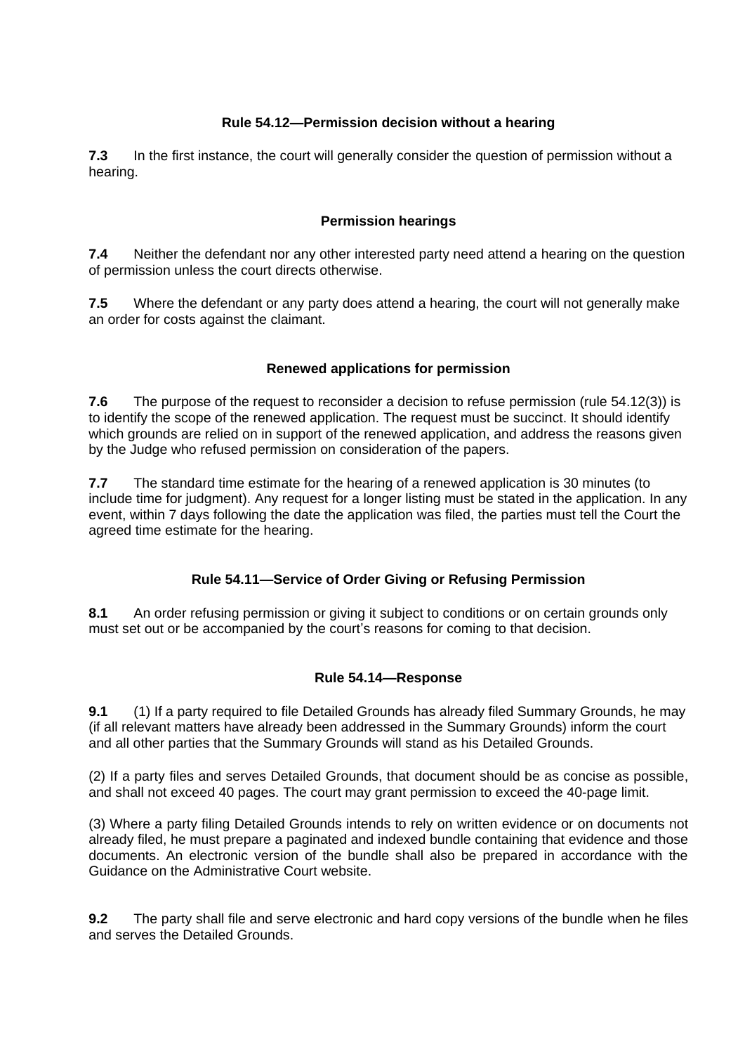### Rule 54.12—Permission decision without a hearing

**7.3** In the first instance, the court will generally consider the question of permission without a hearing.

### Permission hearings

**7.4** Neither the defendant nor any other interested party need attend a hearing on the question of permission unless the court directs otherwise.

**7.5** Where the defendant or any party does attend a hearing, the court will not generally make an order for costs against the claimant.

### Renewed applications for permission

**7.6** The purpose of the request to reconsider a decision to refuse permission (rule 54.12(3)) is to identify the scope of the renewed application. The request must be succinct. It should identify which grounds are relied on in support of the renewed application, and address the reasons given by the Judge who refused permission on consideration of the papers.

**7.7** The standard time estimate for the hearing of a renewed application is 30 minutes (to include time for judgment). Any request for a longer listing must be stated in the application. In any event, within 7 days following the date the application was filed, the parties must tell the Court the agreed time estimate for the hearing.

### Rule 54.11—Service of Order Giving or Refusing Permission

**8.1** An order refusing permission or giving it subject to conditions or on certain grounds only must set out or be accompanied by the court's reasons for coming to that decision.

### Rule 54.14—Response

**9.1** (1) If a party required to file Detailed Grounds has already filed Summary Grounds, he may (if all relevant matters have already been addressed in the Summary Grounds) inform the court and all other parties that the Summary Grounds will stand as his Detailed Grounds.

(2) If a party files and serves Detailed Grounds, that document should be as concise as possible, and shall not exceed 40 pages. The court may grant permission to exceed the 40-page limit.

(3) Where a party filing Detailed Grounds intends to rely on written evidence or on documents not already filed, he must prepare a paginated and indexed bundle containing that evidence and those documents. An electronic version of the bundle shall also be prepared in accordance with the Guidance on the Administrative Court website.

**9.2** The party shall file and serve electronic and hard copy versions of the bundle when he files and serves the Detailed Grounds.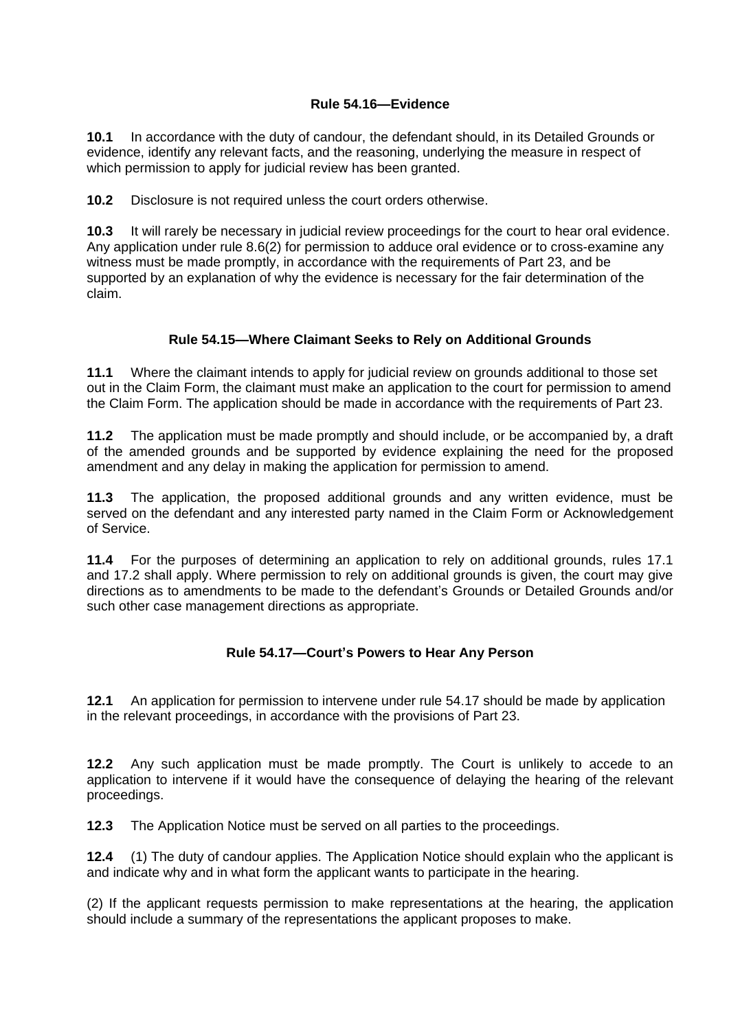### Rule 54.16—Evidence

**10.1** In accordance with the duty of candour, the defendant should, in its Detailed Grounds or evidence, identify any relevant facts, and the reasoning, underlying the measure in respect of which permission to apply for judicial review has been granted.

**10.2** Disclosure is not required unless the court orders otherwise.

**10.3** It will rarely be necessary in judicial review proceedings for the court to hear oral evidence. Any application under rule 8.6(2) for permission to adduce oral evidence or to cross-examine any witness must be made promptly, in accordance with the requirements of Part 23, and be supported by an explanation of why the evidence is necessary for the fair determination of the claim.

### Rule 54.15—Where Claimant Seeks to Rely on Additional Grounds

**11.1** Where the claimant intends to apply for judicial review on grounds additional to those set out in the Claim Form, the claimant must make an application to the court for permission to amend the Claim Form. The application should be made in accordance with the requirements of Part 23.

**11.2** The application must be made promptly and should include, or be accompanied by, a draft of the amended grounds and be supported by evidence explaining the need for the proposed amendment and any delay in making the application for permission to amend.

**11.3** The application, the proposed additional grounds and any written evidence, must be served on the defendant and any interested party named in the Claim Form or Acknowledgement of Service.

**11.4** For the purposes of determining an application to rely on additional grounds, rules 17.1 and 17.2 shall apply. Where permission to rely on additional grounds is given, the court may give directions as to amendments to be made to the defendant's Grounds or Detailed Grounds and/or such other case management directions as appropriate.

### Rule 54.17—Court's Powers to Hear Any Person

**12.1** An application for permission to intervene under rule 54.17 should be made by application in the relevant proceedings, in accordance with the provisions of Part 23.

**12.2** Any such application must be made promptly. The Court is unlikely to accede to an application to intervene if it would have the consequence of delaying the hearing of the relevant proceedings.

**12.3** The Application Notice must be served on all parties to the proceedings.

**12.4** (1) The duty of candour applies. The Application Notice should explain who the applicant is and indicate why and in what form the applicant wants to participate in the hearing.

(2) If the applicant requests permission to make representations at the hearing, the application should include a summary of the representations the applicant proposes to make.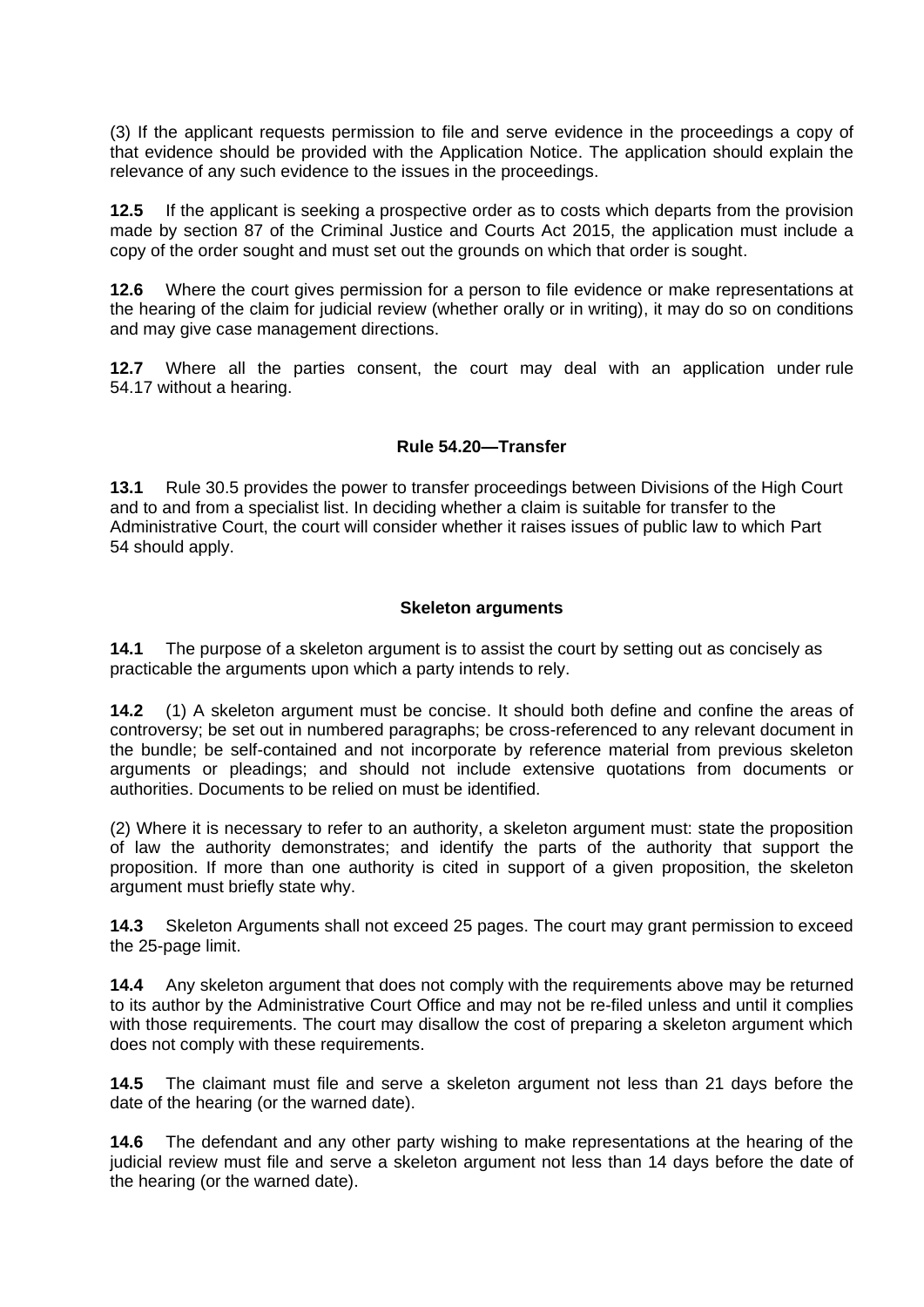(3) If the applicant requests permission to file and serve evidence in the proceedings a copy of that evidence should be provided with the Application Notice. The application should explain the relevance of any such evidence to the issues in the proceedings.

**12.5** If the applicant is seeking a prospective order as to costs which departs from the provision made by section 87 of the Criminal Justice and Courts Act 2015, the application must include a copy of the order sought and must set out the grounds on which that order is sought.

**12.6** Where the court gives permission for a person to file evidence or make representations at the hearing of the claim for judicial review (whether orally or in writing), it may do so on conditions and may give case management directions.

**12.7** Where all the parties consent, the court may deal with an application under rule 54.17 without a hearing.

### Rule 54.20—Transfer

**13.1** Rule 30.5 provides the power to transfer proceedings between Divisions of the High Court and to and from a specialist list. In deciding whether a claim is suitable for transfer to the Administrative Court, the court will consider whether it raises issues of public law to which Part 54 should apply.

### Skeleton arguments

**14.1** The purpose of a skeleton argument is to assist the court by setting out as concisely as practicable the arguments upon which a party intends to rely.

**14.2** (1) A skeleton argument must be concise. It should both define and confine the areas of controversy; be set out in numbered paragraphs; be cross-referenced to any relevant document in the bundle; be self-contained and not incorporate by reference material from previous skeleton arguments or pleadings; and should not include extensive quotations from documents or authorities. Documents to be relied on must be identified.

(2) Where it is necessary to refer to an authority, a skeleton argument must: state the proposition of law the authority demonstrates; and identify the parts of the authority that support the proposition. If more than one authority is cited in support of a given proposition, the skeleton argument must briefly state why.

**14.3** Skeleton Arguments shall not exceed 25 pages. The court may grant permission to exceed the 25-page limit.

**14.4** Any skeleton argument that does not comply with the requirements above may be returned to its author by the Administrative Court Office and may not be re-filed unless and until it complies with those requirements. The court may disallow the cost of preparing a skeleton argument which does not comply with these requirements.

**14.5** The claimant must file and serve a skeleton argument not less than 21 days before the date of the hearing (or the warned date).

**14.6** The defendant and any other party wishing to make representations at the hearing of the judicial review must file and serve a skeleton argument not less than 14 days before the date of the hearing (or the warned date).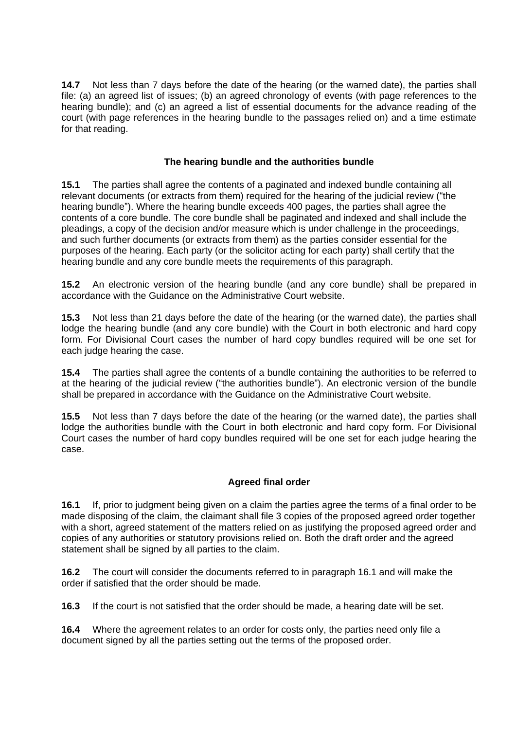**14.7** Not less than 7 days before the date of the hearing (or the warned date), the parties shall file: (a) an agreed list of issues; (b) an agreed chronology of events (with page references to the hearing bundle); and (c) an agreed a list of essential documents for the advance reading of the court (with page references in the hearing bundle to the passages relied on) and a time estimate for that reading.

### The hearing bundle and the authorities bundle

**15.1** The parties shall agree the contents of a paginated and indexed bundle containing all relevant documents (or extracts from them) required for the hearing of the judicial review ("the hearing bundle"). Where the hearing bundle exceeds 400 pages, the parties shall agree the contents of a core bundle. The core bundle shall be paginated and indexed and shall include the pleadings, a copy of the decision and/or measure which is under challenge in the proceedings, and such further documents (or extracts from them) as the parties consider essential for the purposes of the hearing. Each party (or the solicitor acting for each party) shall certify that the hearing bundle and any core bundle meets the requirements of this paragraph.

**15.2** An electronic version of the hearing bundle (and any core bundle) shall be prepared in accordance with the Guidance on the Administrative Court website.

**15.3** Not less than 21 days before the date of the hearing (or the warned date), the parties shall lodge the hearing bundle (and any core bundle) with the Court in both electronic and hard copy form. For Divisional Court cases the number of hard copy bundles required will be one set for each judge hearing the case.

**15.4** The parties shall agree the contents of a bundle containing the authorities to be referred to at the hearing of the judicial review ("the authorities bundle"). An electronic version of the bundle shall be prepared in accordance with the Guidance on the Administrative Court website.

**15.5** Not less than 7 days before the date of the hearing (or the warned date), the parties shall lodge the authorities bundle with the Court in both electronic and hard copy form. For Divisional Court cases the number of hard copy bundles required will be one set for each judge hearing the case.

### Agreed final order

**16.1** If, prior to judgment being given on a claim the parties agree the terms of a final order to be made disposing of the claim, the claimant shall file 3 copies of the proposed agreed order together with a short, agreed statement of the matters relied on as justifying the proposed agreed order and copies of any authorities or statutory provisions relied on. Both the draft order and the agreed statement shall be signed by all parties to the claim.

**16.2** The court will consider the documents referred to in paragraph 16.1 and will make the order if satisfied that the order should be made.

**16.3** If the court is not satisfied that the order should be made, a hearing date will be set.

**16.4** Where the agreement relates to an order for costs only, the parties need only file a document signed by all the parties setting out the terms of the proposed order.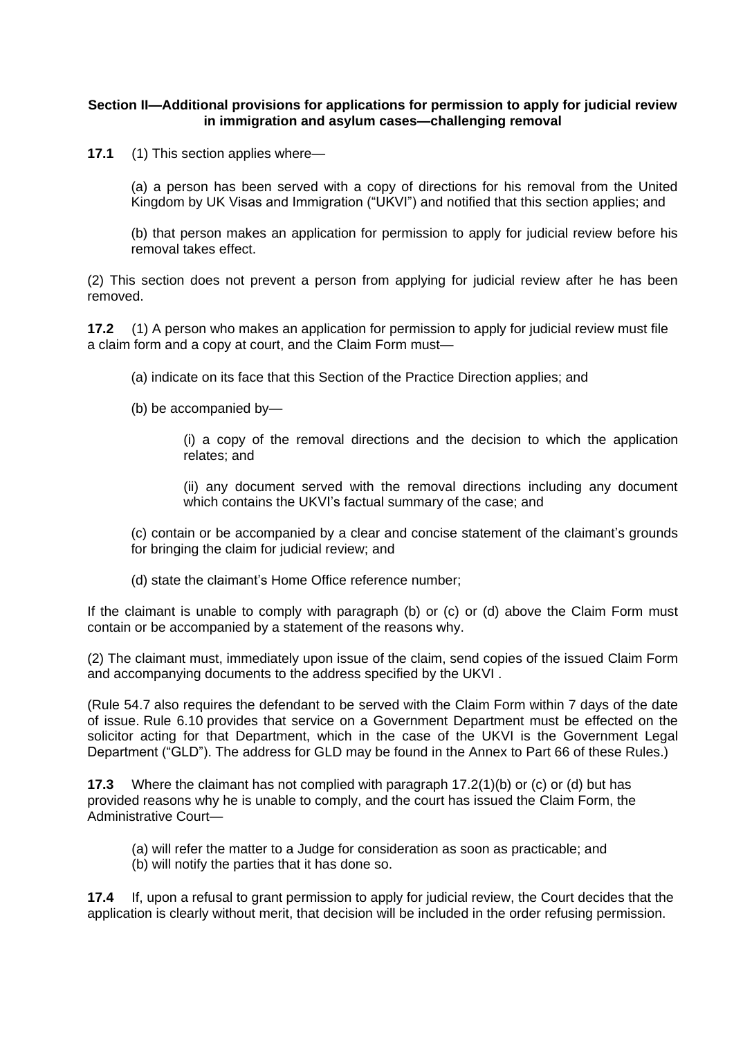**Section II—Additional provisions for applications for permission to apply for judicial review in immigration and asylum cases—challenging removal**

**17.1** (1) This section applies where—

(a) a person has been served with a copy of directions for his removal from the United Kingdom by UK Visas and Immigration ("UKVI") and notified that this section applies; and

(b) that person makes an application for permission to apply for judicial review before his removal takes effect.

(2) This section does not prevent a person from applying for judicial review after he has been removed.

**17.2** (1) A person who makes an application for permission to apply for judicial review must file a claim form and a copy at court, and the Claim Form must—

(a) indicate on its face that this Section of the Practice Direction applies; and

(b) be accompanied by—

(i) a copy of the removal directions and the decision to which the application relates; and

(ii) any document served with the removal directions including any document which contains the UKVI's factual summary of the case; and

(c) contain or be accompanied by a clear and concise statement of the claimant's grounds for bringing the claim for judicial review; and

(d) state the claimant's Home Office reference number;

If the claimant is unable to comply with paragraph (b) or (c) or (d) above the Claim Form must contain or be accompanied by a statement of the reasons why.

(2) The claimant must, immediately upon issue of the claim, send copies of the issued Claim Form and accompanying documents to the address specified by the UKVI .

(Rule 54.7 also requires the defendant to be served with the Claim Form within 7 days of the date of issue. Rule 6.10 provides that service on a Government Department must be effected on the solicitor acting for that Department, which in the case of the UKVI is the Government Legal Department ("GLD"). The address for GLD may be found in the Annex to Part 66 of these Rules.)

**17.3** Where the claimant has not complied with paragraph 17.2(1)(b) or (c) or (d) but has provided reasons why he is unable to comply, and the court has issued the Claim Form, the Administrative Court—

(a) will refer the matter to a Judge for consideration as soon as practicable; and
(b) will notify the parties that it has done so.

**17.4** If, upon a refusal to grant permission to apply for judicial review, the Court decides that the application is clearly without merit, that decision will be included in the order refusing permission.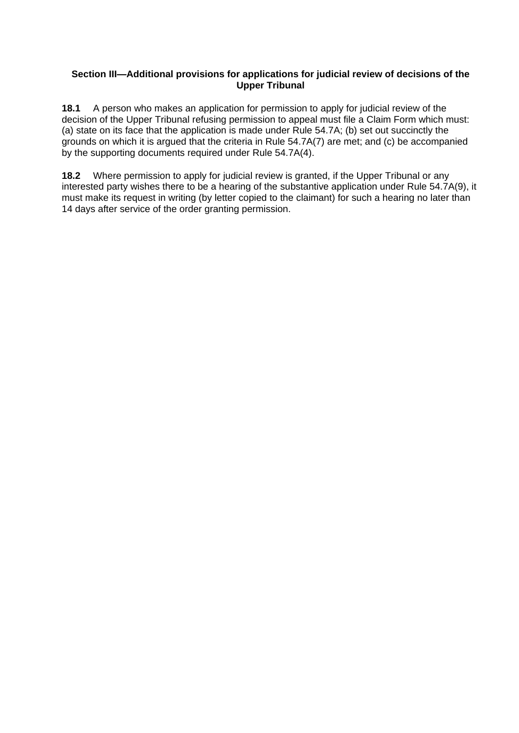### Section III—Additional provisions for applications for judicial review of decisions of the Upper Tribunal

**18.1** A person who makes an application for permission to apply for judicial review of the decision of the Upper Tribunal refusing permission to appeal must file a Claim Form which must: (a) state on its face that the application is made under Rule 54.7A; (b) set out succinctly the grounds on which it is argued that the criteria in Rule 54.7A(7) are met; and (c) be accompanied by the supporting documents required under Rule 54.7A(4).

**18.2** Where permission to apply for judicial review is granted, if the Upper Tribunal or any interested party wishes there to be a hearing of the substantive application under Rule 54.7A(9), it must make its request in writing (by letter copied to the claimant) for such a hearing no later than 14 days after service of the order granting permission.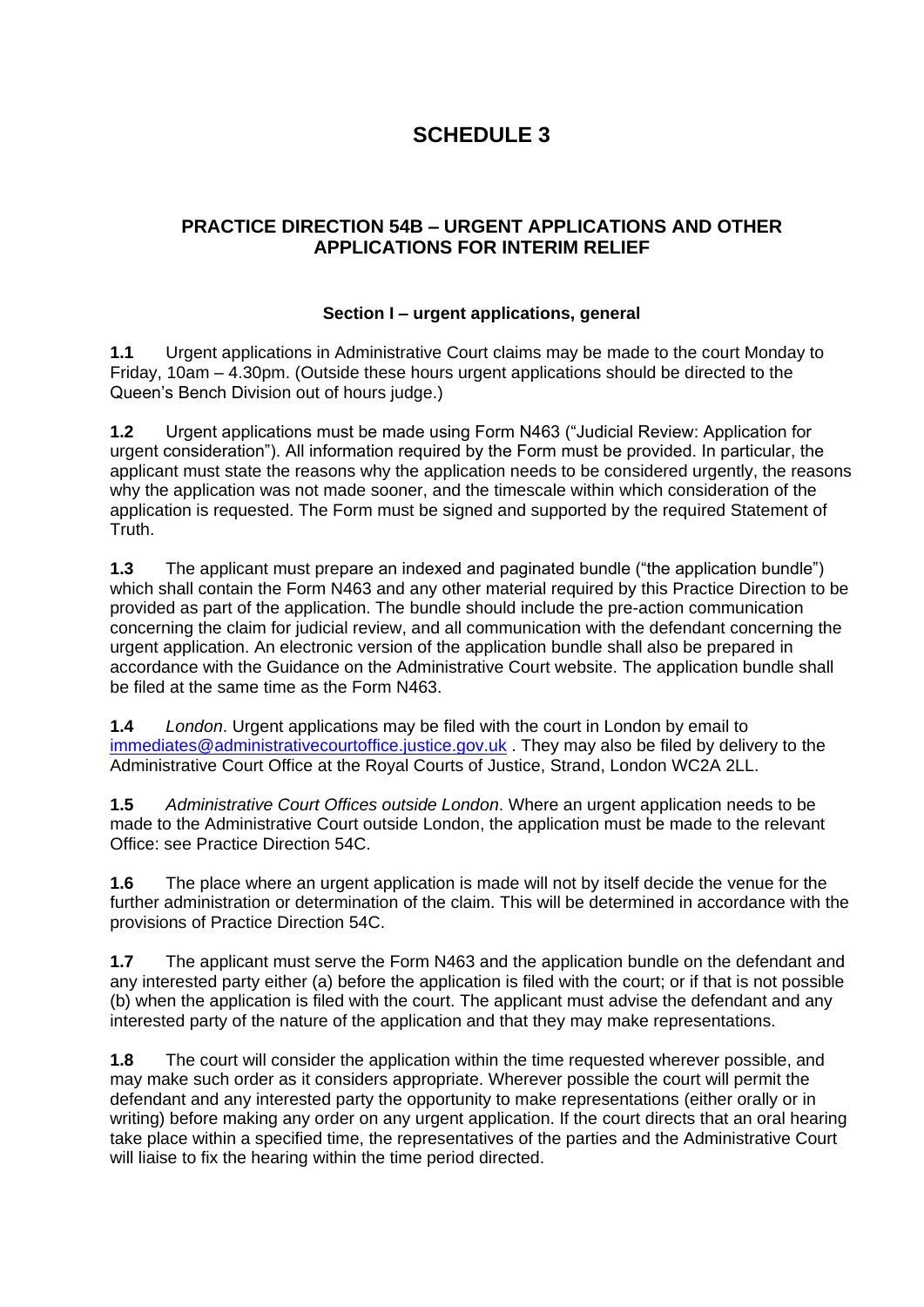# SCHEDULE 3

## PRACTICE DIRECTION 54B – URGENT APPLICATIONS AND OTHER APPLICATIONS FOR INTERIM RELIEF

### Section I – urgent applications, general

**1.1** Urgent applications in Administrative Court claims may be made to the court Monday to Friday, 10am – 4.30pm. (Outside these hours urgent applications should be directed to the Queen's Bench Division out of hours judge.)

**1.2** Urgent applications must be made using Form N463 ("Judicial Review: Application for urgent consideration"). All information required by the Form must be provided. In particular, the applicant must state the reasons why the application needs to be considered urgently, the reasons why the application was not made sooner, and the timescale within which consideration of the application is requested. The Form must be signed and supported by the required Statement of Truth.

**1.3** The applicant must prepare an indexed and paginated bundle ("the application bundle") which shall contain the Form N463 and any other material required by this Practice Direction to be provided as part of the application. The bundle should include the pre-action communication concerning the claim for judicial review, and all communication with the defendant concerning the urgent application. An electronic version of the application bundle shall also be prepared in accordance with the Guidance on the Administrative Court website. The application bundle shall be filed at the same time as the Form N463.

**1.4** *London*. Urgent applications may be filed with the court in London by email to immediates@administrativecourtoffice.justice.gov.uk . They may also be filed by delivery to the Administrative Court Office at the Royal Courts of Justice, Strand, London WC2A 2LL.

**1.5** *Administrative Court Offices outside London*. Where an urgent application needs to be made to the Administrative Court outside London, the application must be made to the relevant Office: see Practice Direction 54C.

**1.6** The place where an urgent application is made will not by itself decide the venue for the further administration or determination of the claim. This will be determined in accordance with the provisions of Practice Direction 54C.

**1.7** The applicant must serve the Form N463 and the application bundle on the defendant and any interested party either (a) before the application is filed with the court; or if that is not possible (b) when the application is filed with the court. The applicant must advise the defendant and any interested party of the nature of the application and that they may make representations.

**1.8** The court will consider the application within the time requested wherever possible, and may make such order as it considers appropriate. Wherever possible the court will permit the defendant and any interested party the opportunity to make representations (either orally or in writing) before making any order on any urgent application. If the court directs that an oral hearing take place within a specified time, the representatives of the parties and the Administrative Court will liaise to fix the hearing within the time period directed.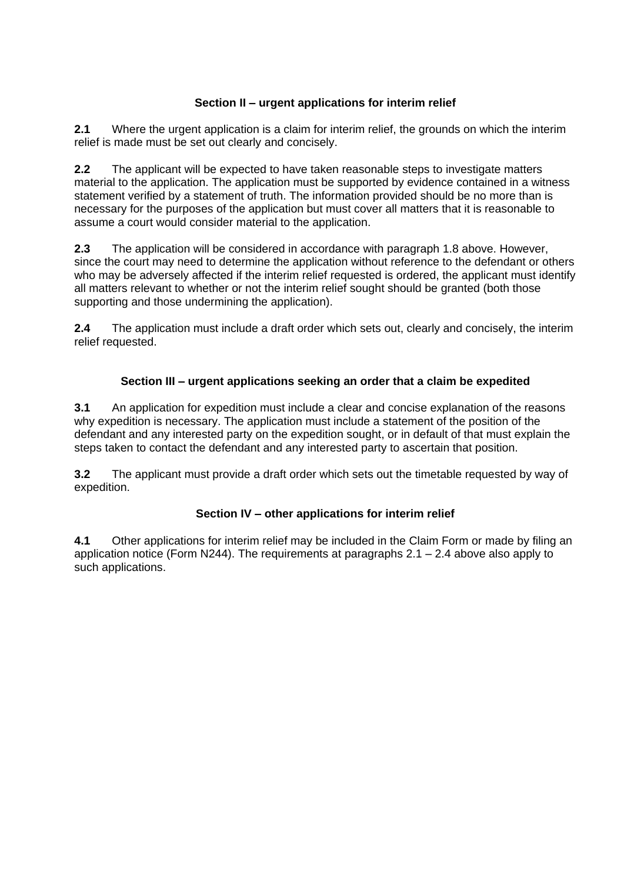### Section II – urgent applications for interim relief

**2.1** Where the urgent application is a claim for interim relief, the grounds on which the interim relief is made must be set out clearly and concisely.

**2.2** The applicant will be expected to have taken reasonable steps to investigate matters material to the application. The application must be supported by evidence contained in a witness statement verified by a statement of truth. The information provided should be no more than is necessary for the purposes of the application but must cover all matters that it is reasonable to assume a court would consider material to the application.

**2.3** The application will be considered in accordance with paragraph 1.8 above. However, since the court may need to determine the application without reference to the defendant or others who may be adversely affected if the interim relief requested is ordered, the applicant must identify all matters relevant to whether or not the interim relief sought should be granted (both those supporting and those undermining the application).

**2.4** The application must include a draft order which sets out, clearly and concisely, the interim relief requested.

### Section III – urgent applications seeking an order that a claim be expedited

**3.1** An application for expedition must include a clear and concise explanation of the reasons why expedition is necessary. The application must include a statement of the position of the defendant and any interested party on the expedition sought, or in default of that must explain the steps taken to contact the defendant and any interested party to ascertain that position.

**3.2** The applicant must provide a draft order which sets out the timetable requested by way of expedition.

### Section IV – other applications for interim relief

**4.1** Other applications for interim relief may be included in the Claim Form or made by filing an application notice (Form N244). The requirements at paragraphs 2.1 – 2.4 above also apply to such applications.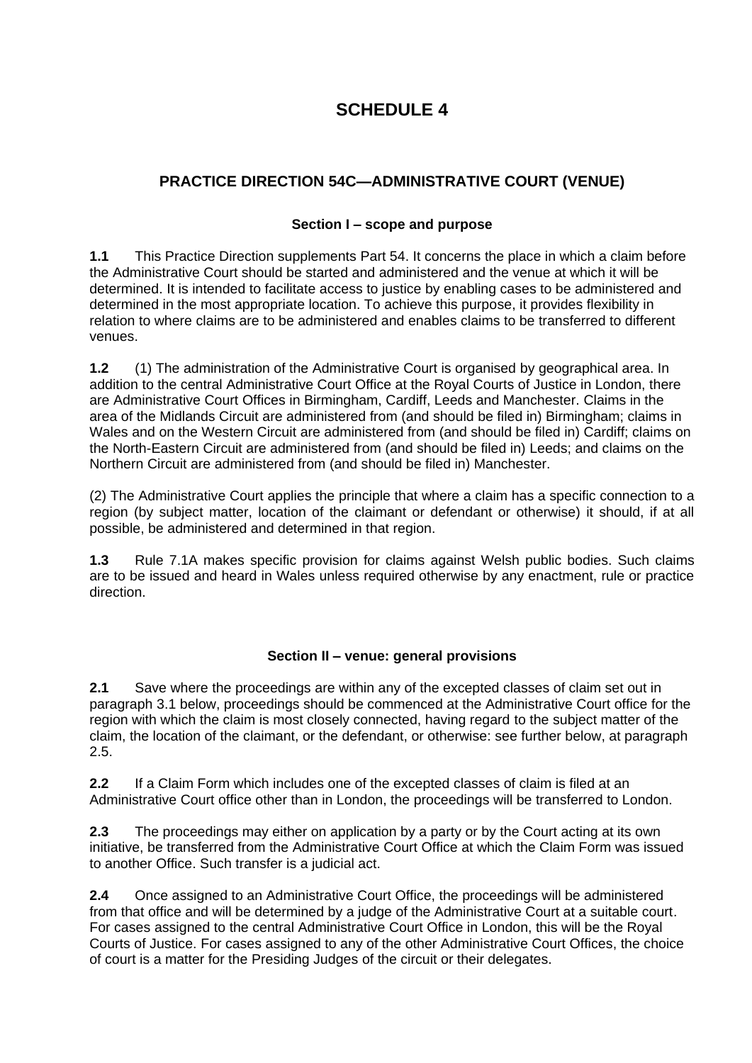# SCHEDULE 4

## PRACTICE DIRECTION 54C—ADMINISTRATIVE COURT (VENUE)

### Section I – scope and purpose

**1.1** This Practice Direction supplements Part 54. It concerns the place in which a claim before the Administrative Court should be started and administered and the venue at which it will be determined. It is intended to facilitate access to justice by enabling cases to be administered and determined in the most appropriate location. To achieve this purpose, it provides flexibility in relation to where claims are to be administered and enables claims to be transferred to different venues.

**1.2** (1) The administration of the Administrative Court is organised by geographical area. In addition to the central Administrative Court Office at the Royal Courts of Justice in London, there are Administrative Court Offices in Birmingham, Cardiff, Leeds and Manchester. Claims in the area of the Midlands Circuit are administered from (and should be filed in) Birmingham; claims in Wales and on the Western Circuit are administered from (and should be filed in) Cardiff; claims on the North-Eastern Circuit are administered from (and should be filed in) Leeds; and claims on the Northern Circuit are administered from (and should be filed in) Manchester.

(2) The Administrative Court applies the principle that where a claim has a specific connection to a region (by subject matter, location of the claimant or defendant or otherwise) it should, if at all possible, be administered and determined in that region.

**1.3** Rule 7.1A makes specific provision for claims against Welsh public bodies. Such claims are to be issued and heard in Wales unless required otherwise by any enactment, rule or practice direction.

### Section II – venue: general provisions

**2.1** Save where the proceedings are within any of the excepted classes of claim set out in paragraph 3.1 below, proceedings should be commenced at the Administrative Court office for the region with which the claim is most closely connected, having regard to the subject matter of the claim, the location of the claimant, or the defendant, or otherwise: see further below, at paragraph 2.5.

**2.2** If a Claim Form which includes one of the excepted classes of claim is filed at an Administrative Court office other than in London, the proceedings will be transferred to London.

**2.3** The proceedings may either on application by a party or by the Court acting at its own initiative, be transferred from the Administrative Court Office at which the Claim Form was issued to another Office. Such transfer is a judicial act.

**2.4** Once assigned to an Administrative Court Office, the proceedings will be administered from that office and will be determined by a judge of the Administrative Court at a suitable court. For cases assigned to the central Administrative Court Office in London, this will be the Royal Courts of Justice. For cases assigned to any of the other Administrative Court Offices, the choice of court is a matter for the Presiding Judges of the circuit or their delegates.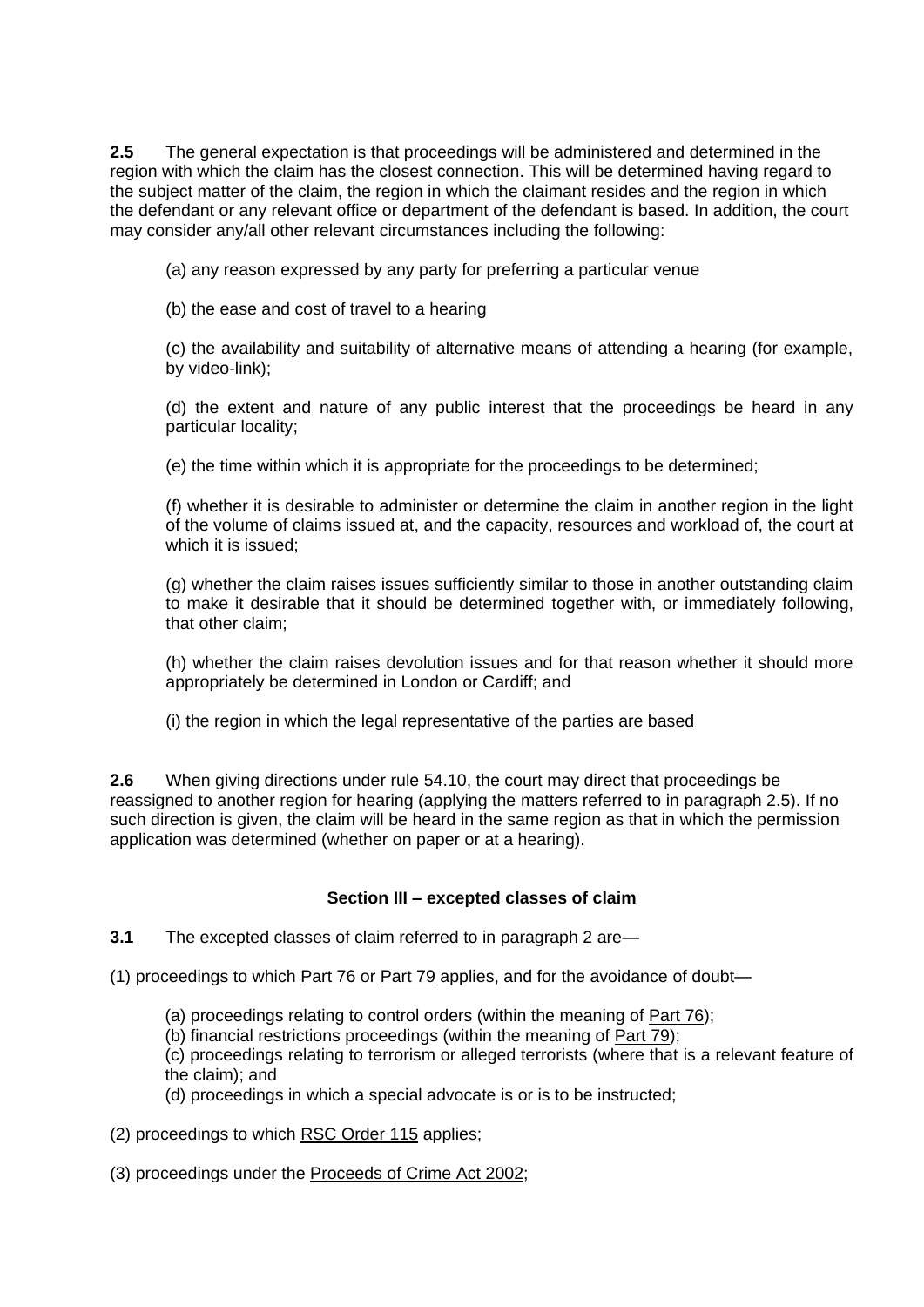**2.5** The general expectation is that proceedings will be administered and determined in the region with which the claim has the closest connection. This will be determined having regard to the subject matter of the claim, the region in which the claimant resides and the region in which the defendant or any relevant office or department of the defendant is based. In addition, the court may consider any/all other relevant circumstances including the following:

(a) any reason expressed by any party for preferring a particular venue

(b) the ease and cost of travel to a hearing

(c) the availability and suitability of alternative means of attending a hearing (for example, by video-link);

(d) the extent and nature of any public interest that the proceedings be heard in any particular locality;

(e) the time within which it is appropriate for the proceedings to be determined;

(f) whether it is desirable to administer or determine the claim in another region in the light of the volume of claims issued at, and the capacity, resources and workload of, the court at which it is issued;

(g) whether the claim raises issues sufficiently similar to those in another outstanding claim to make it desirable that it should be determined together with, or immediately following, that other claim;

(h) whether the claim raises devolution issues and for that reason whether it should more appropriately be determined in London or Cardiff; and

(i) the region in which the legal representative of the parties are based

**2.6** When giving directions under rule 54.10, the court may direct that proceedings be reassigned to another region for hearing (applying the matters referred to in paragraph 2.5). If no such direction is given, the claim will be heard in the same region as that in which the permission application was determined (whether on paper or at a hearing).

### Section III – excepted classes of claim

**3.1** The excepted classes of claim referred to in paragraph 2 are—

(1) proceedings to which Part 76 or Part 79 applies, and for the avoidance of doubt—

(a) proceedings relating to control orders (within the meaning of Part 76);
(b) financial restrictions proceedings (within the meaning of Part 79);
(c) proceedings relating to terrorism or alleged terrorists (where that is a relevant feature of the claim); and
(d) proceedings in which a special advocate is or is to be instructed;

(2) proceedings to which RSC Order 115 applies;

(3) proceedings under the Proceeds of Crime Act 2002;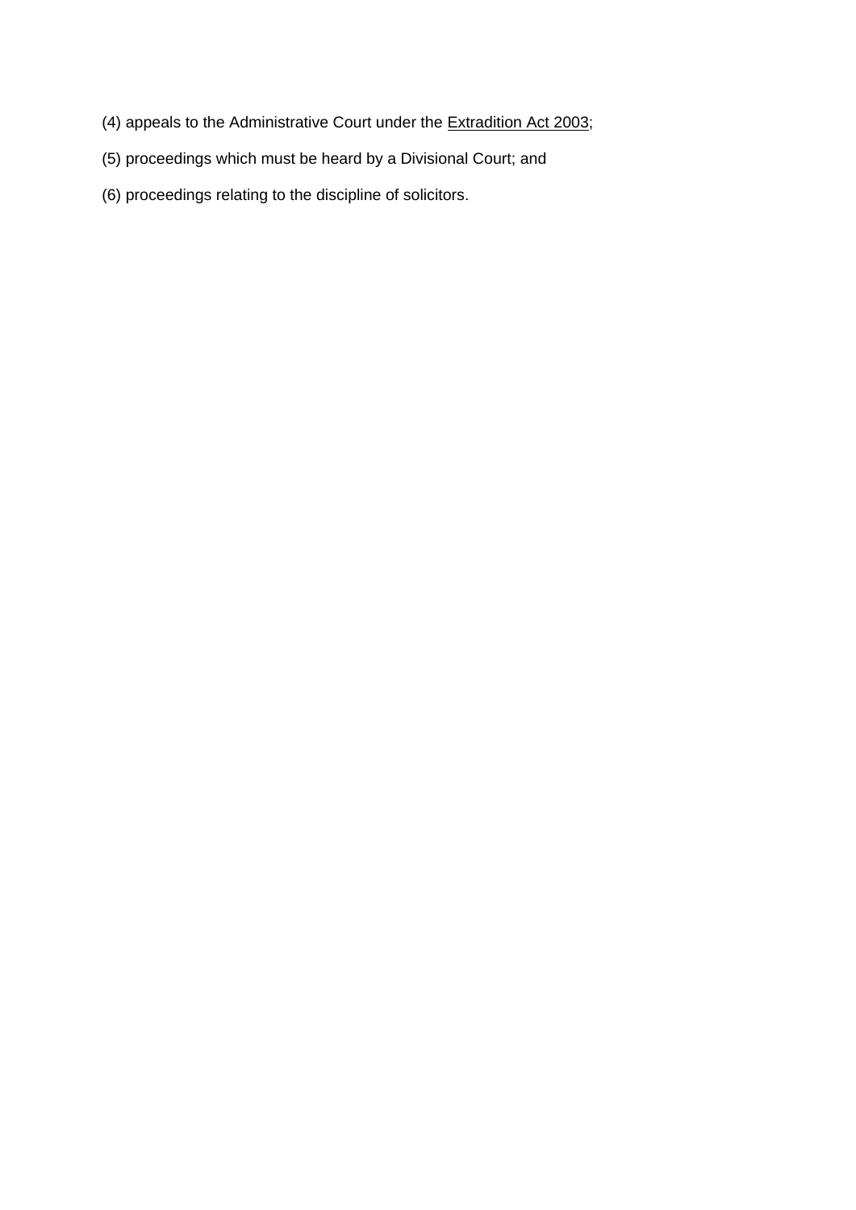(4) appeals to the Administrative Court under the Extradition Act 2003;

(5) proceedings which must be heard by a Divisional Court; and

(6) proceedings relating to the discipline of solicitors.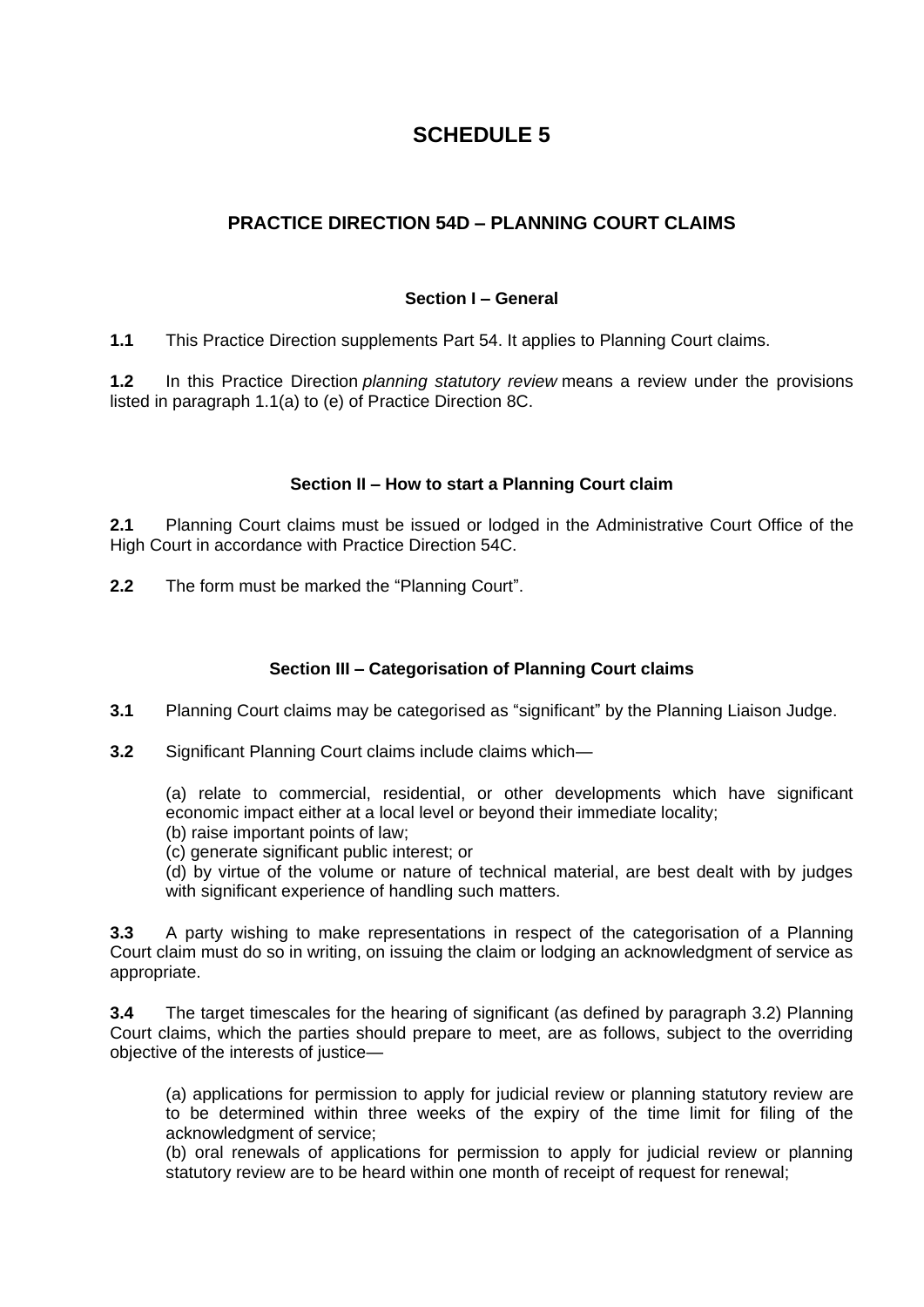# SCHEDULE 5

## PRACTICE DIRECTION 54D – PLANNING COURT CLAIMS

### Section I – General

**1.1** This Practice Direction supplements Part 54. It applies to Planning Court claims.

**1.2** In this Practice Direction *planning statutory review* means a review under the provisions listed in paragraph 1.1(a) to (e) of Practice Direction 8C.

### Section II – How to start a Planning Court claim

**2.1** Planning Court claims must be issued or lodged in the Administrative Court Office of the High Court in accordance with Practice Direction 54C.

**2.2** The form must be marked the "Planning Court".

### Section III – Categorisation of Planning Court claims

**3.1** Planning Court claims may be categorised as "significant" by the Planning Liaison Judge.

**3.2** Significant Planning Court claims include claims which—

(a) relate to commercial, residential, or other developments which have significant economic impact either at a local level or beyond their immediate locality;
(b) raise important points of law;
(c) generate significant public interest; or
(d) by virtue of the volume or nature of technical material, are best dealt with by judges with significant experience of handling such matters.

**3.3** A party wishing to make representations in respect of the categorisation of a Planning Court claim must do so in writing, on issuing the claim or lodging an acknowledgment of service as appropriate.

**3.4** The target timescales for the hearing of significant (as defined by paragraph 3.2) Planning Court claims, which the parties should prepare to meet, are as follows, subject to the overriding objective of the interests of justice—

(a) applications for permission to apply for judicial review or planning statutory review are to be determined within three weeks of the expiry of the time limit for filing of the acknowledgment of service;
(b) oral renewals of applications for permission to apply for judicial review or planning statutory review are to be heard within one month of receipt of request for renewal;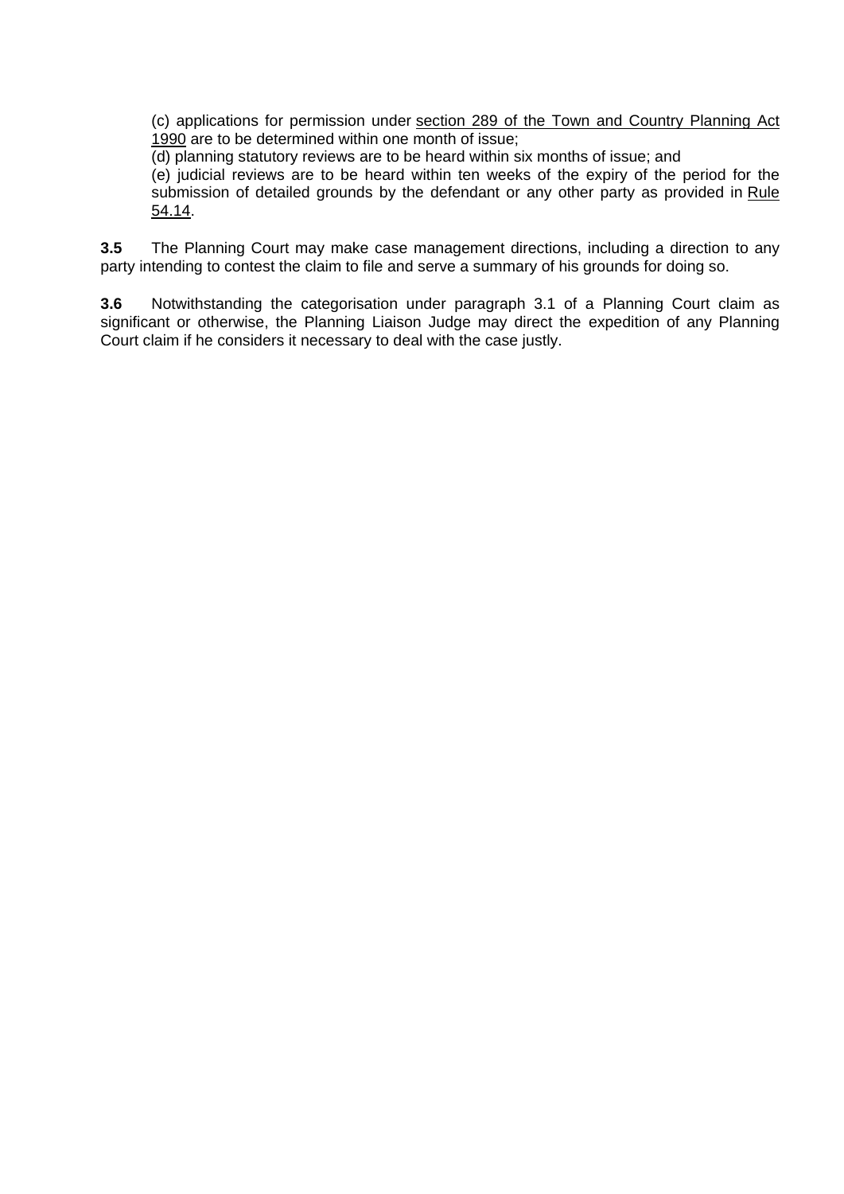(c) applications for permission under section 289 of the Town and Country Planning Act 1990 are to be determined within one month of issue;

(d) planning statutory reviews are to be heard within six months of issue; and

(e) judicial reviews are to be heard within ten weeks of the expiry of the period for the submission of detailed grounds by the defendant or any other party as provided in Rule 54.14.

**3.5** The Planning Court may make case management directions, including a direction to any party intending to contest the claim to file and serve a summary of his grounds for doing so.

**3.6** Notwithstanding the categorisation under paragraph 3.1 of a Planning Court claim as significant or otherwise, the Planning Liaison Judge may direct the expedition of any Planning Court claim if he considers it necessary to deal with the case justly.